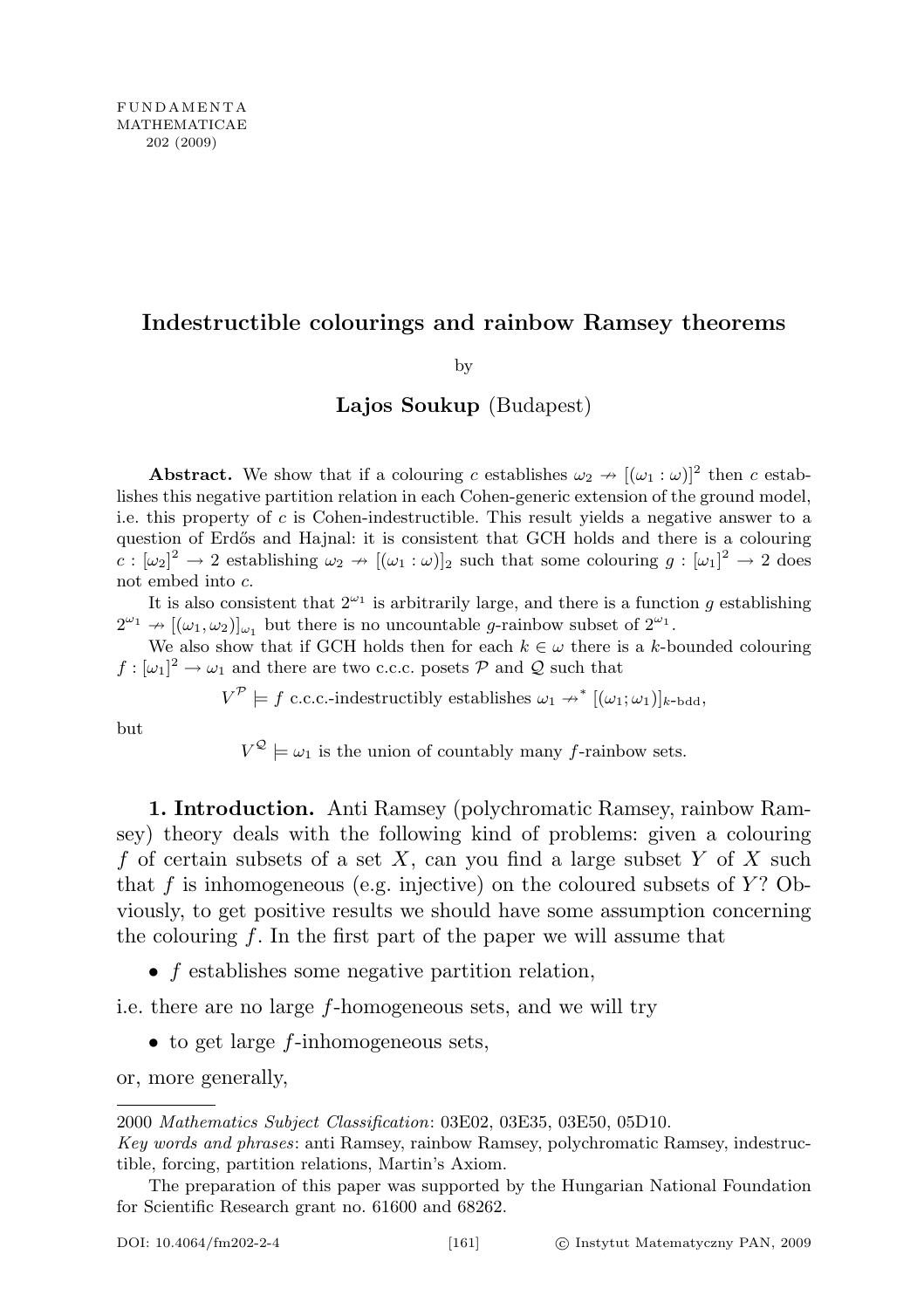FUNDAMENTA
MATHEMATICAE
202 (2009)

# Indestructible colourings and rainbow Ramsey theorems

by

**Lajos Soukup** (Budapest)

**Abstract.** We show that if a colouring $c$ establishes $\omega_2 \not\to [(\omega_1 : \omega)]^2$ then $c$ establishes this negative partition relation in each Cohen-generic extension of the ground model, i.e. this property of $c$ is Cohen-indestructible. This result yields a negative answer to a question of Erdős and Hajnal: it is consistent that GCH holds and there is a colouring $c : [\omega_2]^2 \to 2$ establishing $\omega_2 \not\to [(\omega_1 : \omega)]_2$ such that some colouring $g : [\omega_1]^2 \to 2$ does not embed into $c$.

It is also consistent that $2^{\omega_1}$ is arbitrarily large, and there is a function $g$ establishing $2^{\omega_1} \not\to [(\omega_1, \omega_2)]_{\omega_1}$ but there is no uncountable $g$-rainbow subset of $2^{\omega_1}$.

We also show that if GCH holds then for each $k \in \omega$ there is a $k$-bounded colouring $f : [\omega_1]^2 \to \omega_1$ and there are two c.c.c. posets $\mathcal{P}$ and $\mathcal{Q}$ such that

$$V^{\mathcal{P}} \models f \text{ c.c.c.-indestructibly establishes } \omega_1 \not\to^* [(\omega_1; \omega_1)]_{k\text{-bdd}},$$

but

$$V^{\mathcal{Q}} \models \omega_1 \text{ is the union of countably many } f\text{-rainbow sets.}$$

**1. Introduction.** Anti Ramsey (polychromatic Ramsey, rainbow Ramsey) theory deals with the following kind of problems: given a colouring $f$ of certain subsets of a set $X$, can you find a large subset $Y$ of $X$ such that $f$ is inhomogeneous (e.g. injective) on the coloured subsets of $Y$? Obviously, to get positive results we should have some assumption concerning the colouring $f$. In the first part of the paper we will assume that

- $f$ establishes some negative partition relation,

i.e. there are no large $f$-homogeneous sets, and we will try

- to get large $f$-inhomogeneous sets,

or, more generally,

---

2000 *Mathematics Subject Classification*: 03E02, 03E35, 03E50, 05D10.

*Key words and phrases*: anti Ramsey, rainbow Ramsey, polychromatic Ramsey, indestructible, forcing, partition relations, Martin's Axiom.

The preparation of this paper was supported by the Hungarian National Foundation for Scientific Research grant no. 61600 and 68262.

DOI: 10.4064/fm202-2-4 © Instytut Matematyczny PAN, 2009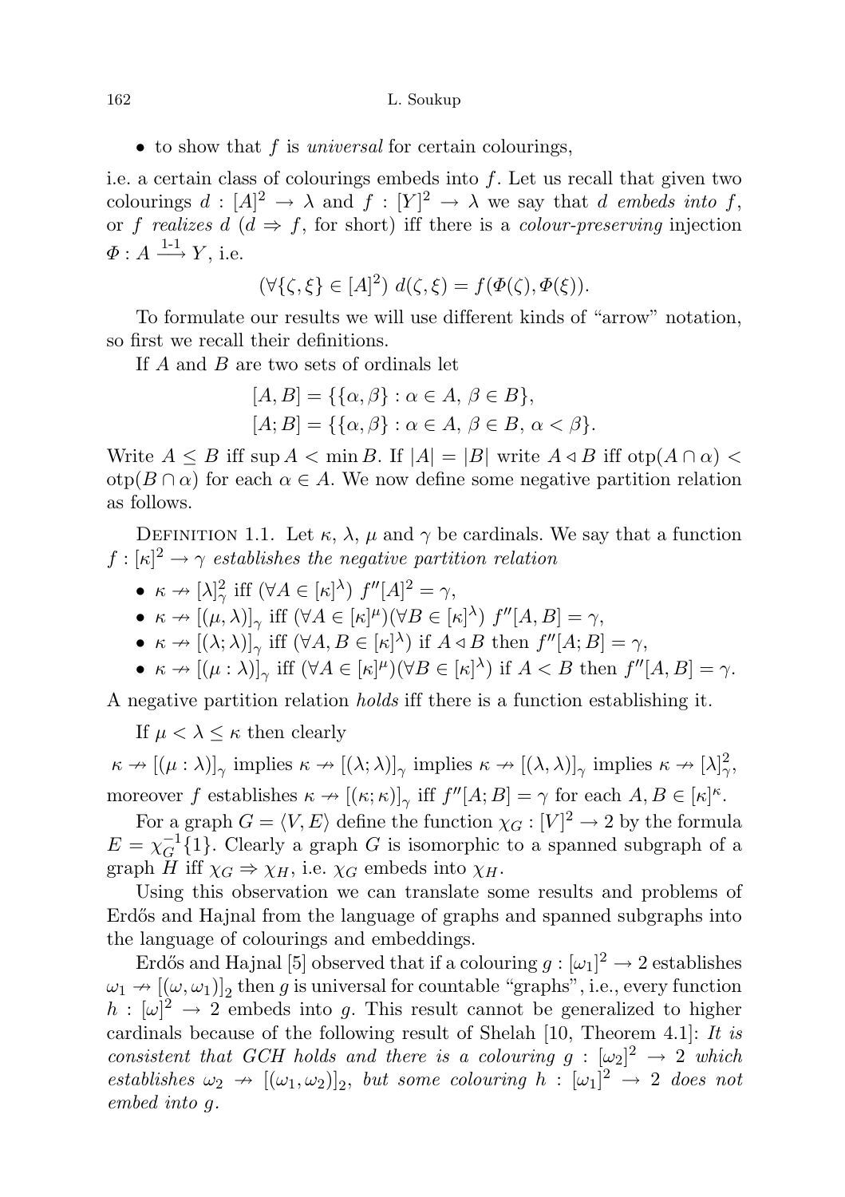- to show that $f$ is *universal* for certain colourings,

i.e. a certain class of colourings embeds into $f$. Let us recall that given two colourings $d : [A]^2 \to \lambda$ and $f : [Y]^2 \to \lambda$ we say that $d$ *embeds into* $f$, or $f$ *realizes* $d$ ($d \Rightarrow f$, for short) iff there is a *colour-preserving* injection $\Phi : A \xrightarrow{1\text{-}1} Y$, i.e.

$$(\forall \{\zeta, \xi\} \in [A]^2)\ d(\zeta, \xi) = f(\Phi(\zeta), \Phi(\xi)).$$

To formulate our results we will use different kinds of "arrow" notation, so first we recall their definitions.

If $A$ and $B$ are two sets of ordinals let

$$[A, B] = \{\{\alpha, \beta\} : \alpha \in A,\ \beta \in B\},$$
$$[A; B] = \{\{\alpha, \beta\} : \alpha \in A,\ \beta \in B,\ \alpha < \beta\}.$$

Write $A \le B$ iff $\sup A < \min B$. If $|A| = |B|$ write $A \lhd B$ iff $\operatorname{otp}(A \cap \alpha) < \operatorname{otp}(B \cap \alpha)$ for each $\alpha \in A$. We now define some negative partition relation as follows.

Definition 1.1. Let $\kappa$, $\lambda$, $\mu$ and $\gamma$ be cardinals. We say that a function $f : [\kappa]^2 \to \gamma$ *establishes the negative partition relation*

- $\kappa \nrightarrow [\lambda]^2_\gamma$ iff $(\forall A \in [\kappa]^\lambda)\ f''[A]^2 = \gamma$,
- $\kappa \nrightarrow [(\mu, \lambda)]_\gamma$ iff $(\forall A \in [\kappa]^\mu)(\forall B \in [\kappa]^\lambda)\ f''[A, B] = \gamma$,
- $\kappa \nrightarrow [(\lambda; \lambda)]_\gamma$ iff $(\forall A, B \in [\kappa]^\lambda)$ if $A \lhd B$ then $f''[A; B] = \gamma$,
- $\kappa \nrightarrow [(\mu : \lambda)]_\gamma$ iff $(\forall A \in [\kappa]^\mu)(\forall B \in [\kappa]^\lambda)$ if $A < B$ then $f''[A, B] = \gamma$.

A negative partition relation *holds* iff there is a function establishing it.

If $\mu < \lambda \le \kappa$ then clearly

$\kappa \nrightarrow [(\mu : \lambda)]_\gamma$ implies $\kappa \nrightarrow [(\lambda; \lambda)]_\gamma$ implies $\kappa \nrightarrow [(\lambda, \lambda)]_\gamma$ implies $\kappa \nrightarrow [\lambda]^2_\gamma$, moreover $f$ establishes $\kappa \nrightarrow [(\kappa; \kappa)]_\gamma$ iff $f''[A; B] = \gamma$ for each $A, B \in [\kappa]^\kappa$.

For a graph $G = \langle V, E\rangle$ define the function $\chi_G : [V]^2 \to 2$ by the formula $E = \chi_G^{-1}\{1\}$. Clearly a graph $G$ is isomorphic to a spanned subgraph of a graph $H$ iff $\chi_G \Rightarrow \chi_H$, i.e. $\chi_G$ embeds into $\chi_H$.

Using this observation we can translate some results and problems of Erdős and Hajnal from the language of graphs and spanned subgraphs into the language of colourings and embeddings.

Erdős and Hajnal [5] observed that if a colouring $g : [\omega_1]^2 \to 2$ establishes $\omega_1 \nrightarrow [(\omega, \omega_1)]_2$ then $g$ is universal for countable "graphs", i.e., every function $h : [\omega]^2 \to 2$ embeds into $g$. This result cannot be generalized to higher cardinals because of the following result of Shelah [10, Theorem 4.1]: *It is consistent that GCH holds and there is a colouring $g : [\omega_2]^2 \to 2$ which establishes $\omega_2 \nrightarrow [(\omega_1, \omega_2)]_2$, but some colouring $h : [\omega_1]^2 \to 2$ does not embed into $g$.*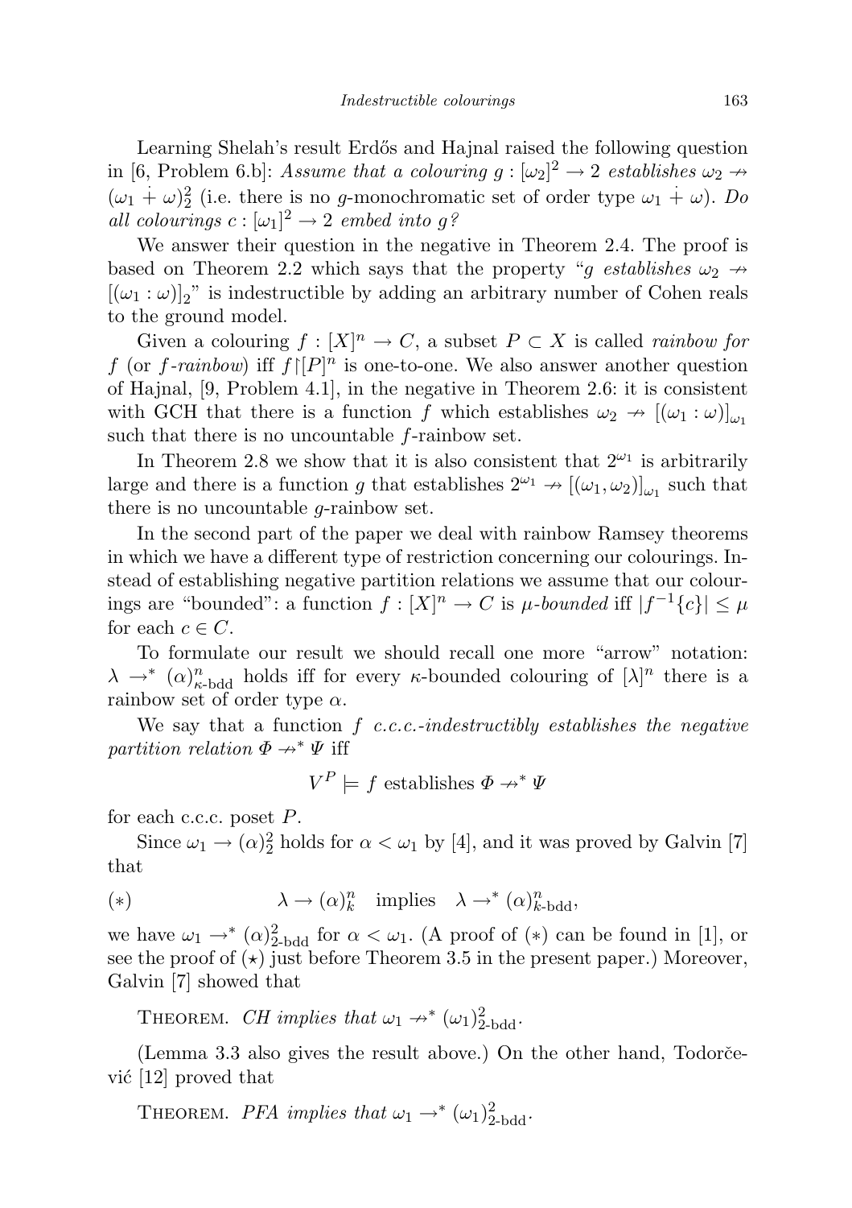Learning Shelah's result Erdős and Hajnal raised the following question in [6, Problem 6.b]: *Assume that a colouring* $g : [\omega_2]^2 \to 2$ *establishes* $\omega_2 \nrightarrow (\omega_1 \dot{+} \omega)^2_2$ (i.e. there is no $g$-monochromatic set of order type $\omega_1 \dot{+} \omega$). *Do all colourings* $c : [\omega_1]^2 \to 2$ *embed into* $g$*?*

We answer their question in the negative in Theorem 2.4. The proof is based on Theorem 2.2 which says that the property "$g$ *establishes* $\omega_2 \nrightarrow [(\omega_1 : \omega)]_2$" is indestructible by adding an arbitrary number of Cohen reals to the ground model.

Given a colouring $f : [X]^n \to C$, a subset $P \subset X$ is called *rainbow for* $f$ (or $f$*-rainbow*) iff $f \restriction [P]^n$ is one-to-one. We also answer another question of Hajnal, [9, Problem 4.1], in the negative in Theorem 2.6: it is consistent with GCH that there is a function $f$ which establishes $\omega_2 \nrightarrow [(\omega_1 : \omega)]_{\omega_1}$ such that there is no uncountable $f$-rainbow set.

In Theorem 2.8 we show that it is also consistent that $2^{\omega_1}$ is arbitrarily large and there is a function $g$ that establishes $2^{\omega_1} \nrightarrow [(\omega_1, \omega_2)]_{\omega_1}$ such that there is no uncountable $g$-rainbow set.

In the second part of the paper we deal with rainbow Ramsey theorems in which we have a different type of restriction concerning our colourings. Instead of establishing negative partition relations we assume that our colourings are "bounded": a function $f : [X]^n \to C$ is $\mu$*-bounded* iff $|f^{-1}\{c\}| \le \mu$ for each $c \in C$.

To formulate our result we should recall one more "arrow" notation: $\lambda \to^* (\alpha)^n_{\kappa\text{-bdd}}$ holds iff for every $\kappa$-bounded colouring of $[\lambda]^n$ there is a rainbow set of order type $\alpha$.

We say that a function $f$ *c.c.c.-indestructibly establishes the negative partition relation* $\Phi \nrightarrow^* \Psi$ iff

$$V^P \models f \text{ establishes } \Phi \nrightarrow^* \Psi$$

for each c.c.c. poset $P$.

Since $\omega_1 \to (\alpha)^2_2$ holds for $\alpha < \omega_1$ by [4], and it was proved by Galvin [7] that

$$(*) \qquad \lambda \to (\alpha)^n_k \quad \text{implies} \quad \lambda \to^* (\alpha)^n_{k\text{-bdd}},$$

we have $\omega_1 \to^* (\alpha)^2_{2\text{-bdd}}$ for $\alpha < \omega_1$. (A proof of $(*)$ can be found in [1], or see the proof of $(\star)$ just before Theorem 3.5 in the present paper.) Moreover, Galvin [7] showed that

THEOREM. *CH implies that* $\omega_1 \nrightarrow^* (\omega_1)^2_{2\text{-bdd}}$.

(Lemma 3.3 also gives the result above.) On the other hand, Todorčević [12] proved that

THEOREM. *PFA implies that* $\omega_1 \to^* (\omega_1)^2_{2\text{-bdd}}$.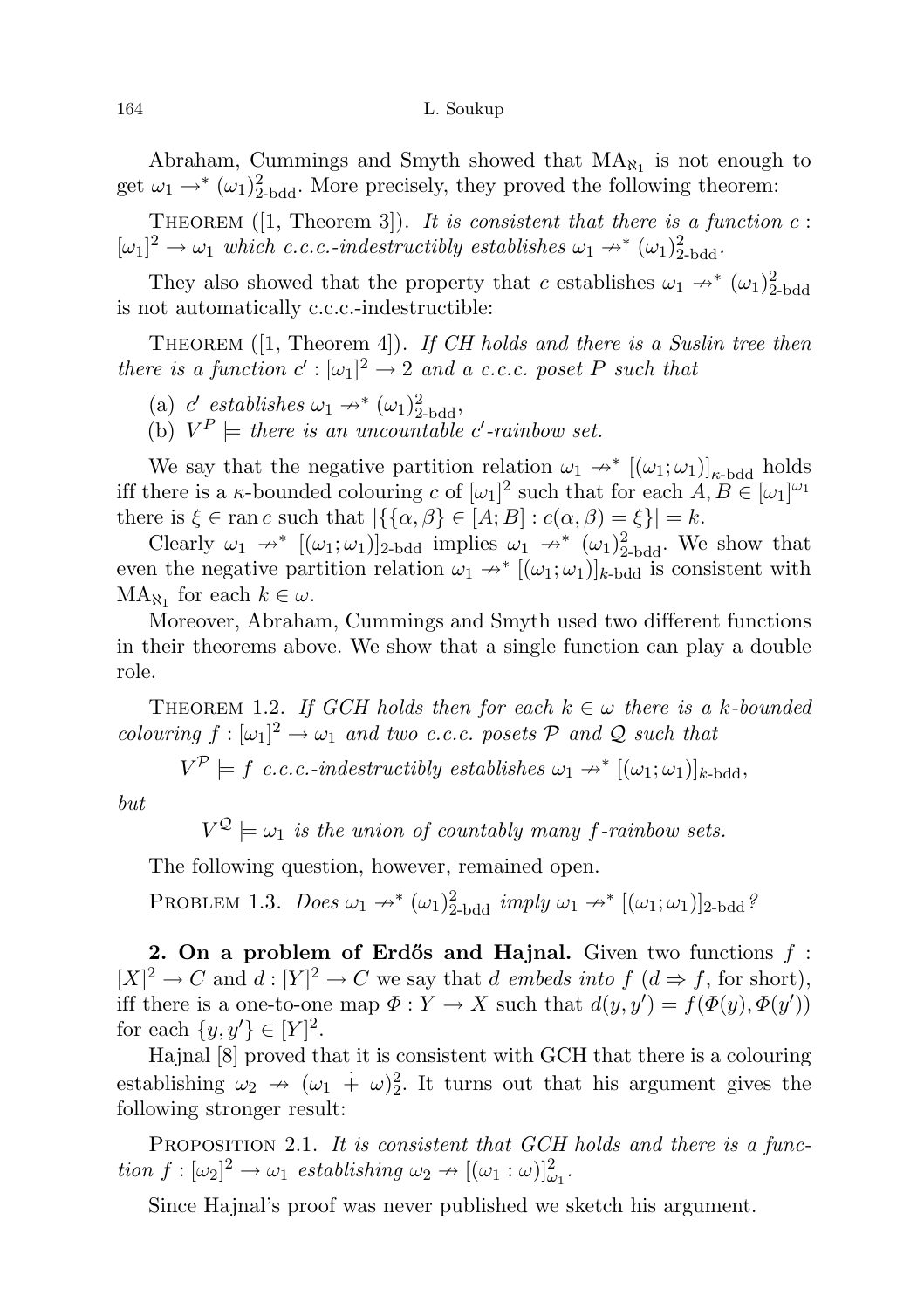Abraham, Cummings and Smyth showed that $\mathrm{MA}_{\aleph_1}$ is not enough to get $\omega_1 \to^* (\omega_1)^2_{2\text{-bdd}}$. More precisely, they proved the following theorem:

Theorem ([1, Theorem 3]). *It is consistent that there is a function $c : [\omega_1]^2 \to \omega_1$ which c.c.c.-indestructibly establishes $\omega_1 \nrightarrow^* (\omega_1)^2_{2\text{-bdd}}$.*

They also showed that the property that $c$ establishes $\omega_1 \nrightarrow^* (\omega_1)^2_{2\text{-bdd}}$ is not automatically c.c.c.-indestructible:

Theorem ([1, Theorem 4]). *If CH holds and there is a Suslin tree then there is a function $c' : [\omega_1]^2 \to 2$ and a c.c.c. poset $P$ such that*

(a) *$c'$ establishes $\omega_1 \nrightarrow^* (\omega_1)^2_{2\text{-bdd}}$,*
(b) *$V^P \models$ there is an uncountable $c'$-rainbow set.*

We say that the negative partition relation $\omega_1 \nrightarrow^* [(\omega_1;\omega_1)]_{\kappa\text{-bdd}}$ holds iff there is a $\kappa$-bounded colouring $c$ of $[\omega_1]^2$ such that for each $A, B \in [\omega_1]^{\omega_1}$ there is $\xi \in \operatorname{ran} c$ such that $|\{\{\alpha,\beta\} \in [A;B] : c(\alpha,\beta) = \xi\}| = k$.

Clearly $\omega_1 \nrightarrow^* [(\omega_1;\omega_1)]_{2\text{-bdd}}$ implies $\omega_1 \nrightarrow^* (\omega_1)^2_{2\text{-bdd}}$. We show that even the negative partition relation $\omega_1 \nrightarrow^* [(\omega_1;\omega_1)]_{k\text{-bdd}}$ is consistent with $\mathrm{MA}_{\aleph_1}$ for each $k \in \omega$.

Moreover, Abraham, Cummings and Smyth used two different functions in their theorems above. We show that a single function can play a double role.

Theorem 1.2. *If GCH holds then for each $k \in \omega$ there is a $k$-bounded colouring $f : [\omega_1]^2 \to \omega_1$ and two c.c.c. posets $\mathcal{P}$ and $\mathcal{Q}$ such that*

$$V^{\mathcal{P}} \models f \text{ c.c.c.-indestructibly establishes } \omega_1 \nrightarrow^* [(\omega_1;\omega_1)]_{k\text{-bdd}},$$

*but*

$$V^{\mathcal{Q}} \models \omega_1 \text{ is the union of countably many } f\text{-rainbow sets.}$$

The following question, however, remained open.

Problem 1.3. *Does $\omega_1 \nrightarrow^* (\omega_1)^2_{2\text{-bdd}}$ imply $\omega_1 \nrightarrow^* [(\omega_1;\omega_1)]_{2\text{-bdd}}$?*

**2. On a problem of Erdős and Hajnal.** Given two functions $f : [X]^2 \to C$ and $d : [Y]^2 \to C$ we say that *$d$ embeds into $f$* ($d \Rightarrow f$, for short), iff there is a one-to-one map $\Phi : Y \to X$ such that $d(y,y') = f(\Phi(y),\Phi(y'))$ for each $\{y,y'\} \in [Y]^2$.

Hajnal [8] proved that it is consistent with GCH that there is a colouring establishing $\omega_2 \nrightarrow (\omega_1 \dotplus \omega)^2_2$. It turns out that his argument gives the following stronger result:

Proposition 2.1. *It is consistent that GCH holds and there is a function $f : [\omega_2]^2 \to \omega_1$ establishing $\omega_2 \nrightarrow [(\omega_1 : \omega)]^2_{\omega_1}$.*

Since Hajnal's proof was never published we sketch his argument.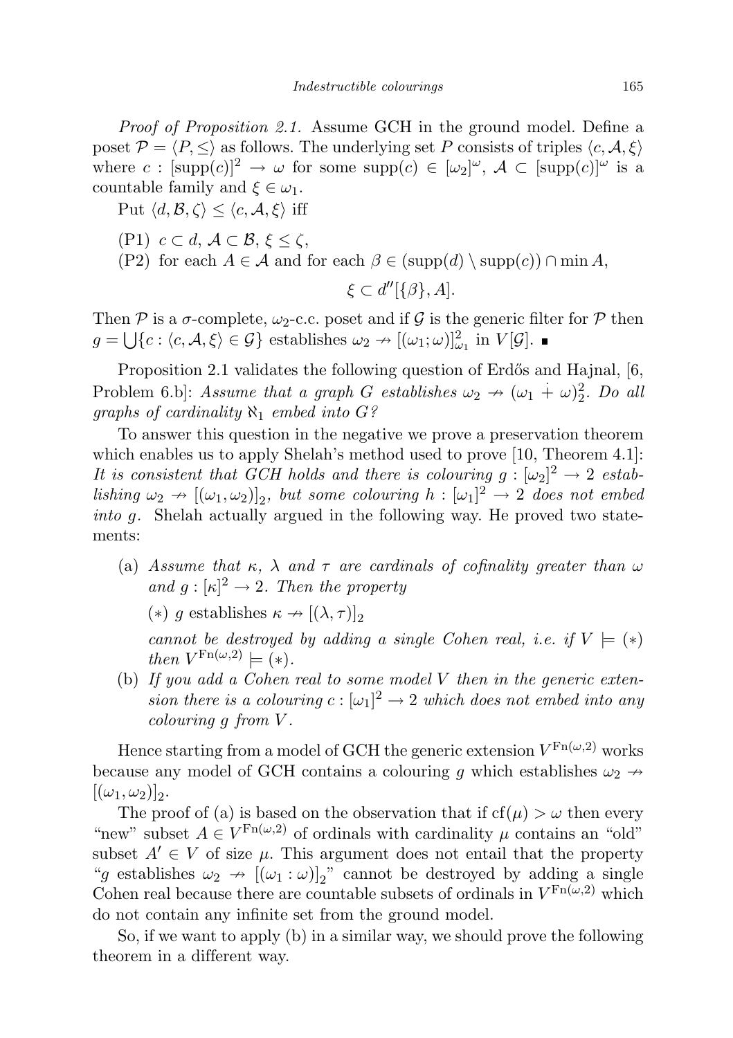*Proof of Proposition 2.1.* Assume GCH in the ground model. Define a poset $\mathcal{P} = \langle P, \leq \rangle$ as follows. The underlying set $P$ consists of triples $\langle c, \mathcal{A}, \xi \rangle$ where $c : [\mathrm{supp}(c)]^2 \to \omega$ for some $\mathrm{supp}(c) \in [\omega_2]^\omega$, $\mathcal{A} \subset [\mathrm{supp}(c)]^\omega$ is a countable family and $\xi \in \omega_1$.

Put $\langle d, \mathcal{B}, \zeta \rangle \leq \langle c, \mathcal{A}, \xi \rangle$ iff

(P1) $c \subset d$, $\mathcal{A} \subset \mathcal{B}$, $\xi \leq \zeta$,

(P2) for each $A \in \mathcal{A}$ and for each $\beta \in (\mathrm{supp}(d) \setminus \mathrm{supp}(c)) \cap \min A$,

$$\xi \subset d''[\{\beta\}, A].$$

Then $\mathcal{P}$ is a $\sigma$-complete, $\omega_2$-c.c. poset and if $\mathcal{G}$ is the generic filter for $\mathcal{P}$ then $g = \bigcup \{c : \langle c, \mathcal{A}, \xi \rangle \in \mathcal{G}\}$ establishes $\omega_2 \nrightarrow [(\omega_1; \omega)]^2_{\omega_1}$ in $V[\mathcal{G}]$. ∎

Proposition 2.1 validates the following question of Erdős and Hajnal, [6, Problem 6.b]: *Assume that a graph $G$ establishes $\omega_2 \nrightarrow (\omega_1 \dot{+} \omega)^2_2$. Do all graphs of cardinality $\aleph_1$ embed into $G$?*

To answer this question in the negative we prove a preservation theorem which enables us to apply Shelah's method used to prove [10, Theorem 4.1]: *It is consistent that GCH holds and there is colouring $g : [\omega_2]^2 \to 2$ establishing $\omega_2 \nrightarrow [(\omega_1, \omega_2)]_2$, but some colouring $h : [\omega_1]^2 \to 2$ does not embed into $g$.* Shelah actually argued in the following way. He proved two statements:

(a) *Assume that $\kappa$, $\lambda$ and $\tau$ are cardinals of cofinality greater than $\omega$ and $g : [\kappa]^2 \to 2$. Then the property*

$(*)$ $g$ establishes $\kappa \nrightarrow [(\lambda, \tau)]_2$

*cannot be destroyed by adding a single Cohen real, i.e. if $V \models (*)$ then $V^{\mathrm{Fn}(\omega,2)} \models (*)$.*

(b) *If you add a Cohen real to some model $V$ then in the generic extension there is a colouring $c : [\omega_1]^2 \to 2$ which does not embed into any colouring $g$ from $V$.*

Hence starting from a model of GCH the generic extension $V^{\mathrm{Fn}(\omega,2)}$ works because any model of GCH contains a colouring $g$ which establishes $\omega_2 \nrightarrow [(\omega_1, \omega_2)]_2$.

The proof of (a) is based on the observation that if $\mathrm{cf}(\mu) > \omega$ then every "new" subset $A \in V^{\mathrm{Fn}(\omega,2)}$ of ordinals with cardinality $\mu$ contains an "old" subset $A' \in V$ of size $\mu$. This argument does not entail that the property "$g$ establishes $\omega_2 \nrightarrow [(\omega_1 : \omega)]_2$" cannot be destroyed by adding a single Cohen real because there are countable subsets of ordinals in $V^{\mathrm{Fn}(\omega,2)}$ which do not contain any infinite set from the ground model.

So, if we want to apply (b) in a similar way, we should prove the following theorem in a different way.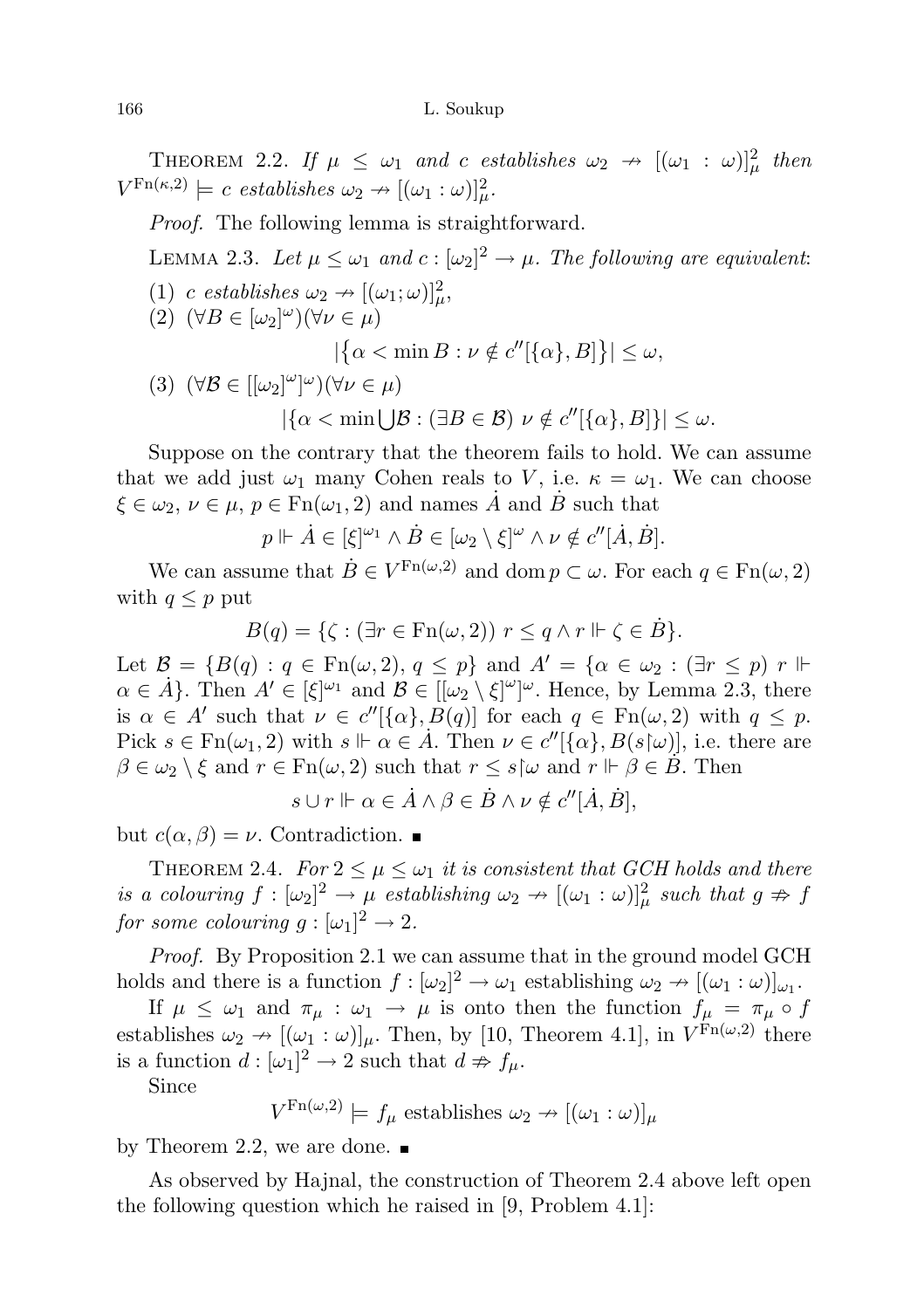Theorem 2.2. *If $\mu \leq \omega_1$ and $c$ establishes $\omega_2 \not\to [(\omega_1 : \omega)]^2_\mu$ then $V^{\mathrm{Fn}(\kappa,2)} \models c$ establishes $\omega_2 \not\to [(\omega_1 : \omega)]^2_\mu$.*

*Proof.* The following lemma is straightforward.

Lemma 2.3. *Let $\mu \leq \omega_1$ and $c : [\omega_2]^2 \to \mu$. The following are equivalent:*

(1) *$c$ establishes $\omega_2 \not\to [(\omega_1; \omega)]^2_\mu$,*

(2) $(\forall B \in [\omega_2]^\omega)(\forall \nu \in \mu)$

$$|\{\alpha < \min B : \nu \notin c''[\{\alpha\}, B]\}| \leq \omega,$$

(3) $(\forall \mathcal{B} \in [[\omega_2]^\omega]^\omega)(\forall \nu \in \mu)$

$$|\{\alpha < \min \bigcup \mathcal{B} : (\exists B \in \mathcal{B})\ \nu \notin c''[\{\alpha\}, B]\}| \leq \omega.$$

Suppose on the contrary that the theorem fails to hold. We can assume that we add just $\omega_1$ many Cohen reals to $V$, i.e. $\kappa = \omega_1$. We can choose $\xi \in \omega_2$, $\nu \in \mu$, $p \in \mathrm{Fn}(\omega_1, 2)$ and names $\dot{A}$ and $\dot{B}$ such that

$$p \Vdash \dot{A} \in [\xi]^{\omega_1} \wedge \dot{B} \in [\omega_2 \setminus \xi]^\omega \wedge \nu \notin c''[\dot{A}, \dot{B}].$$

We can assume that $\dot{B} \in V^{\mathrm{Fn}(\omega,2)}$ and $\mathrm{dom}\, p \subset \omega$. For each $q \in \mathrm{Fn}(\omega, 2)$ with $q \leq p$ put

$$B(q) = \{\zeta : (\exists r \in \mathrm{Fn}(\omega, 2))\ r \leq q \wedge r \Vdash \zeta \in \dot{B}\}.$$

Let $\mathcal{B} = \{B(q) : q \in \mathrm{Fn}(\omega, 2),\ q \leq p\}$ and $A' = \{\alpha \in \omega_2 : (\exists r \leq p)\ r \Vdash \alpha \in \dot{A}\}$. Then $A' \in [\xi]^{\omega_1}$ and $\mathcal{B} \in [[\omega_2 \setminus \xi]^\omega]^\omega$. Hence, by Lemma 2.3, there is $\alpha \in A'$ such that $\nu \in c''[\{\alpha\}, B(q)]$ for each $q \in \mathrm{Fn}(\omega, 2)$ with $q \leq p$. Pick $s \in \mathrm{Fn}(\omega_1, 2)$ with $s \Vdash \alpha \in \dot{A}$. Then $\nu \in c''[\{\alpha\}, B(s \restriction \omega)]$, i.e. there are $\beta \in \omega_2 \setminus \xi$ and $r \in \mathrm{Fn}(\omega, 2)$ such that $r \leq s \restriction \omega$ and $r \Vdash \beta \in \dot{B}$. Then

$$s \cup r \Vdash \alpha \in \dot{A} \wedge \beta \in \dot{B} \wedge \nu \notin c''[\dot{A}, \dot{B}],$$

but $c(\alpha, \beta) = \nu$. Contradiction. ∎

Theorem 2.4. *For $2 \leq \mu \leq \omega_1$ it is consistent that GCH holds and there is a colouring $f : [\omega_2]^2 \to \mu$ establishing $\omega_2 \not\to [(\omega_1 : \omega)]^2_\mu$ such that $g \not\Rightarrow f$ for some colouring $g : [\omega_1]^2 \to 2$.*

*Proof.* By Proposition 2.1 we can assume that in the ground model GCH holds and there is a function $f : [\omega_2]^2 \to \omega_1$ establishing $\omega_2 \not\to [(\omega_1 : \omega)]_{\omega_1}$.

If $\mu \leq \omega_1$ and $\pi_\mu : \omega_1 \to \mu$ is onto then the function $f_\mu = \pi_\mu \circ f$ establishes $\omega_2 \not\to [(\omega_1 : \omega)]_\mu$. Then, by [10, Theorem 4.1], in $V^{\mathrm{Fn}(\omega,2)}$ there is a function $d : [\omega_1]^2 \to 2$ such that $d \not\Rightarrow f_\mu$.

Since

$$V^{\mathrm{Fn}(\omega,2)} \models f_\mu \text{ establishes } \omega_2 \not\to [(\omega_1 : \omega)]_\mu$$

by Theorem 2.2, we are done. ∎

As observed by Hajnal, the construction of Theorem 2.4 above left open the following question which he raised in [9, Problem 4.1]: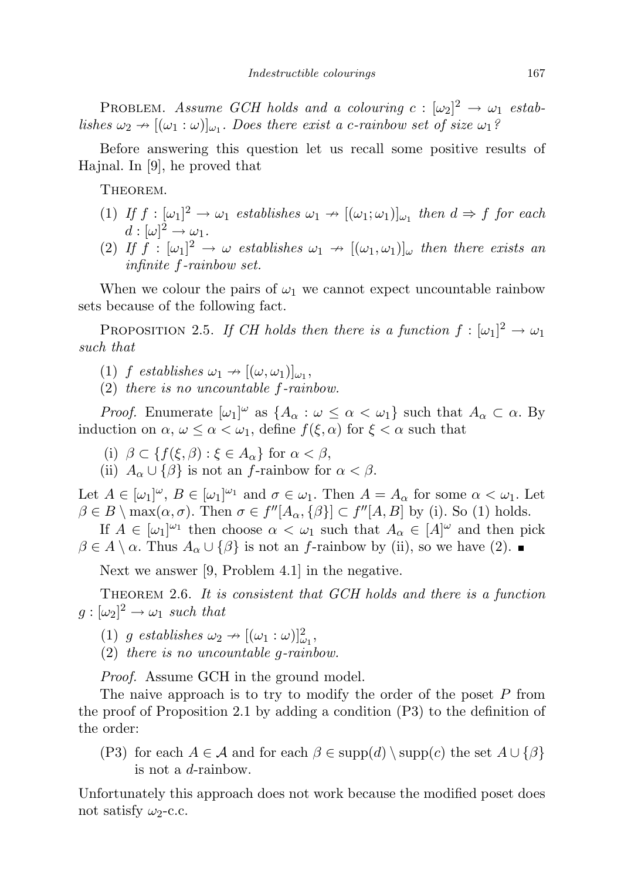Problem. *Assume GCH holds and a colouring $c : [\omega_2]^2 \to \omega_1$ establishes $\omega_2 \not\to [(\omega_1 : \omega)]_{\omega_1}$. Does there exist a $c$-rainbow set of size $\omega_1$?*

Before answering this question let us recall some positive results of Hajnal. In [9], he proved that

Theorem.

1. *If $f : [\omega_1]^2 \to \omega_1$ establishes $\omega_1 \not\to [(\omega_1; \omega_1)]_{\omega_1}$ then $d \Rightarrow f$ for each $d : [\omega]^2 \to \omega_1$.*
2. *If $f : [\omega_1]^2 \to \omega$ establishes $\omega_1 \not\to [(\omega_1, \omega_1)]_{\omega}$ then there exists an infinite $f$-rainbow set.*

When we colour the pairs of $\omega_1$ we cannot expect uncountable rainbow sets because of the following fact.

Proposition 2.5. *If CH holds then there is a function $f : [\omega_1]^2 \to \omega_1$ such that*

1. *$f$ establishes $\omega_1 \not\to [(\omega, \omega_1)]_{\omega_1}$,*
2. *there is no uncountable $f$-rainbow.*

*Proof.* Enumerate $[\omega_1]^\omega$ as $\{A_\alpha : \omega \le \alpha < \omega_1\}$ such that $A_\alpha \subset \alpha$. By induction on $\alpha$, $\omega \le \alpha < \omega_1$, define $f(\xi, \alpha)$ for $\xi < \alpha$ such that

(i) $\beta \subset \{f(\xi, \beta) : \xi \in A_\alpha\}$ for $\alpha < \beta$,

(ii) $A_\alpha \cup \{\beta\}$ is not an $f$-rainbow for $\alpha < \beta$.

Let $A \in [\omega_1]^\omega$, $B \in [\omega_1]^{\omega_1}$ and $\sigma \in \omega_1$. Then $A = A_\alpha$ for some $\alpha < \omega_1$. Let $\beta \in B \setminus \max(\alpha, \sigma)$. Then $\sigma \in f''[A_\alpha, \{\beta\}] \subset f''[A, B]$ by (i). So (1) holds.

If $A \in [\omega_1]^{\omega_1}$ then choose $\alpha < \omega_1$ such that $A_\alpha \in [A]^\omega$ and then pick $\beta \in A \setminus \alpha$. Thus $A_\alpha \cup \{\beta\}$ is not an $f$-rainbow by (ii), so we have (2). ∎

Next we answer [9, Problem 4.1] in the negative.

Theorem 2.6. *It is consistent that GCH holds and there is a function $g : [\omega_2]^2 \to \omega_1$ such that*

1. *$g$ establishes $\omega_2 \not\to [(\omega_1 : \omega)]^2_{\omega_1}$,*
2. *there is no uncountable $g$-rainbow.*

*Proof.* Assume GCH in the ground model.

The naive approach is to try to modify the order of the poset $P$ from the proof of Proposition 2.1 by adding a condition (P3) to the definition of the order:

(P3) for each $A \in \mathcal{A}$ and for each $\beta \in \operatorname{supp}(d) \setminus \operatorname{supp}(c)$ the set $A \cup \{\beta\}$ is not a $d$-rainbow.

Unfortunately this approach does not work because the modified poset does not satisfy $\omega_2$-c.c.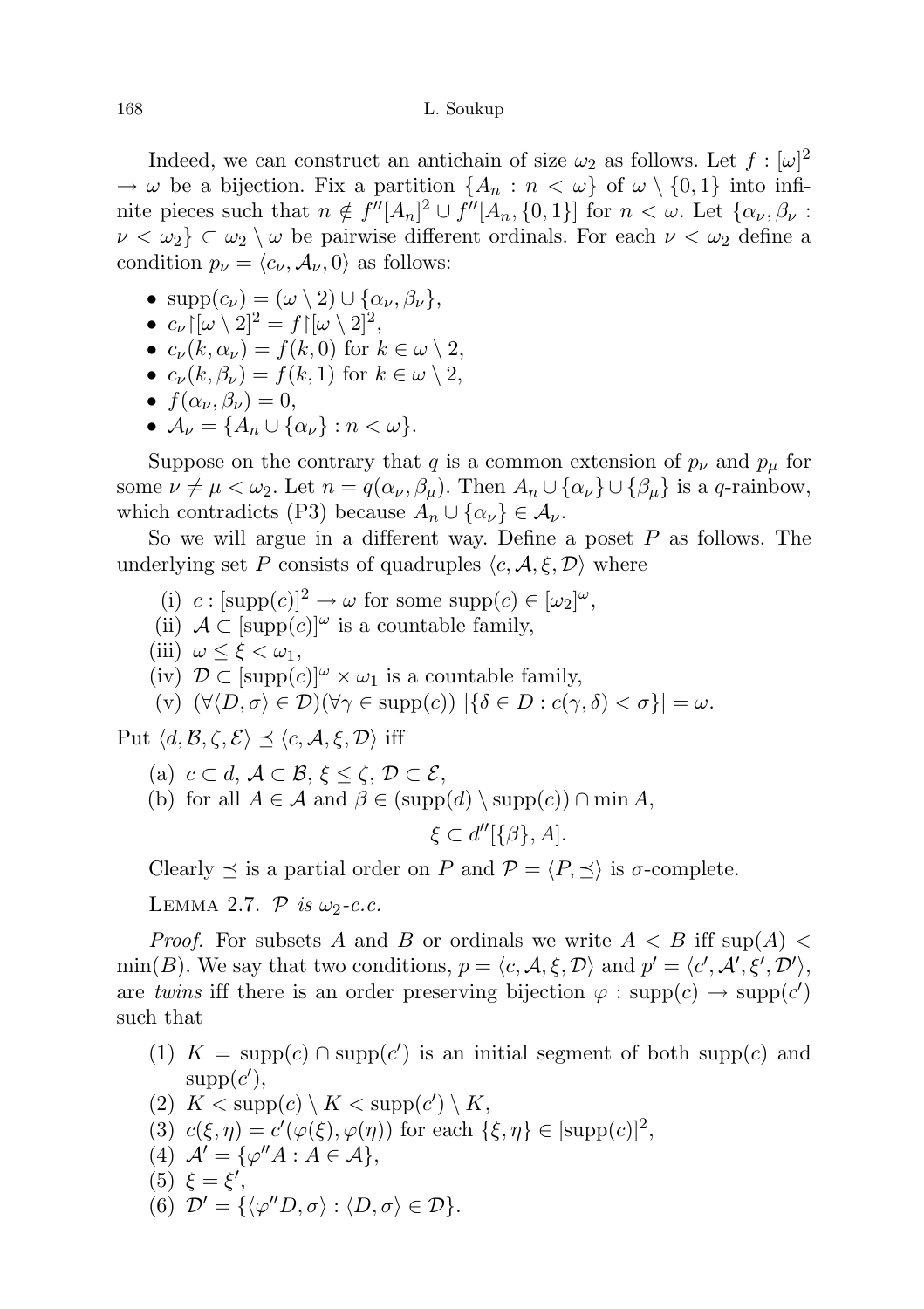Indeed, we can construct an antichain of size $\omega_2$ as follows. Let $f : [\omega]^2 \to \omega$ be a bijection. Fix a partition $\{A_n : n < \omega\}$ of $\omega \setminus \{0,1\}$ into infinite pieces such that $n \notin f''[A_n]^2 \cup f''[A_n, \{0,1\}]$ for $n < \omega$. Let $\{\alpha_\nu, \beta_\nu : \nu < \omega_2\} \subset \omega_2 \setminus \omega$ be pairwise different ordinals. For each $\nu < \omega_2$ define a condition $p_\nu = \langle c_\nu, \mathcal{A}_\nu, 0\rangle$ as follows:

- $\mathrm{supp}(c_\nu) = (\omega \setminus 2) \cup \{\alpha_\nu, \beta_\nu\}$,
- $c_\nu \restriction [\omega \setminus 2]^2 = f \restriction [\omega \setminus 2]^2$,
- $c_\nu(k, \alpha_\nu) = f(k, 0)$ for $k \in \omega \setminus 2$,
- $c_\nu(k, \beta_\nu) = f(k, 1)$ for $k \in \omega \setminus 2$,
- $f(\alpha_\nu, \beta_\nu) = 0$,
- $\mathcal{A}_\nu = \{A_n \cup \{\alpha_\nu\} : n < \omega\}$.

Suppose on the contrary that $q$ is a common extension of $p_\nu$ and $p_\mu$ for some $\nu \neq \mu < \omega_2$. Let $n = q(\alpha_\nu, \beta_\mu)$. Then $A_n \cup \{\alpha_\nu\} \cup \{\beta_\mu\}$ is a $q$-rainbow, which contradicts (P3) because $A_n \cup \{\alpha_\nu\} \in \mathcal{A}_\nu$.

So we will argue in a different way. Define a poset $P$ as follows. The underlying set $P$ consists of quadruples $\langle c, \mathcal{A}, \xi, \mathcal{D}\rangle$ where

(i) $c : [\mathrm{supp}(c)]^2 \to \omega$ for some $\mathrm{supp}(c) \in [\omega_2]^\omega$,

(ii) $\mathcal{A} \subset [\mathrm{supp}(c)]^\omega$ is a countable family,

(iii) $\omega \le \xi < \omega_1$,

(iv) $\mathcal{D} \subset [\mathrm{supp}(c)]^\omega \times \omega_1$ is a countable family,

(v) $(\forall \langle D, \sigma\rangle \in \mathcal{D})(\forall \gamma \in \mathrm{supp}(c))\ |\{\delta \in D : c(\gamma, \delta) < \sigma\}| = \omega$.

Put $\langle d, \mathcal{B}, \zeta, \mathcal{E}\rangle \preceq \langle c, \mathcal{A}, \xi, \mathcal{D}\rangle$ iff

(a) $c \subset d$, $\mathcal{A} \subset \mathcal{B}$, $\xi \le \zeta$, $\mathcal{D} \subset \mathcal{E}$,

(b) for all $A \in \mathcal{A}$ and $\beta \in (\mathrm{supp}(d) \setminus \mathrm{supp}(c)) \cap \min A$,

$$\xi \subset d''[\{\beta\}, A].$$

Clearly $\preceq$ is a partial order on $P$ and $\mathcal{P} = \langle P, \preceq\rangle$ is $\sigma$-complete.

Lemma 2.7. *$\mathcal{P}$ is $\omega_2$-c.c.*

*Proof.* For subsets $A$ and $B$ or ordinals we write $A < B$ iff $\sup(A) < \min(B)$. We say that two conditions, $p = \langle c, \mathcal{A}, \xi, \mathcal{D}\rangle$ and $p' = \langle c', \mathcal{A}', \xi', \mathcal{D}'\rangle$, are *twins* iff there is an order preserving bijection $\varphi : \mathrm{supp}(c) \to \mathrm{supp}(c')$ such that

(1) $K = \mathrm{supp}(c) \cap \mathrm{supp}(c')$ is an initial segment of both $\mathrm{supp}(c)$ and $\mathrm{supp}(c')$,

(2) $K < \mathrm{supp}(c) \setminus K < \mathrm{supp}(c') \setminus K$,

(3) $c(\xi, \eta) = c'(\varphi(\xi), \varphi(\eta))$ for each $\{\xi, \eta\} \in [\mathrm{supp}(c)]^2$,

(4) $\mathcal{A}' = \{\varphi'' A : A \in \mathcal{A}\}$,

(5) $\xi = \xi'$,

(6) $\mathcal{D}' = \{\langle \varphi'' D, \sigma\rangle : \langle D, \sigma\rangle \in \mathcal{D}\}$.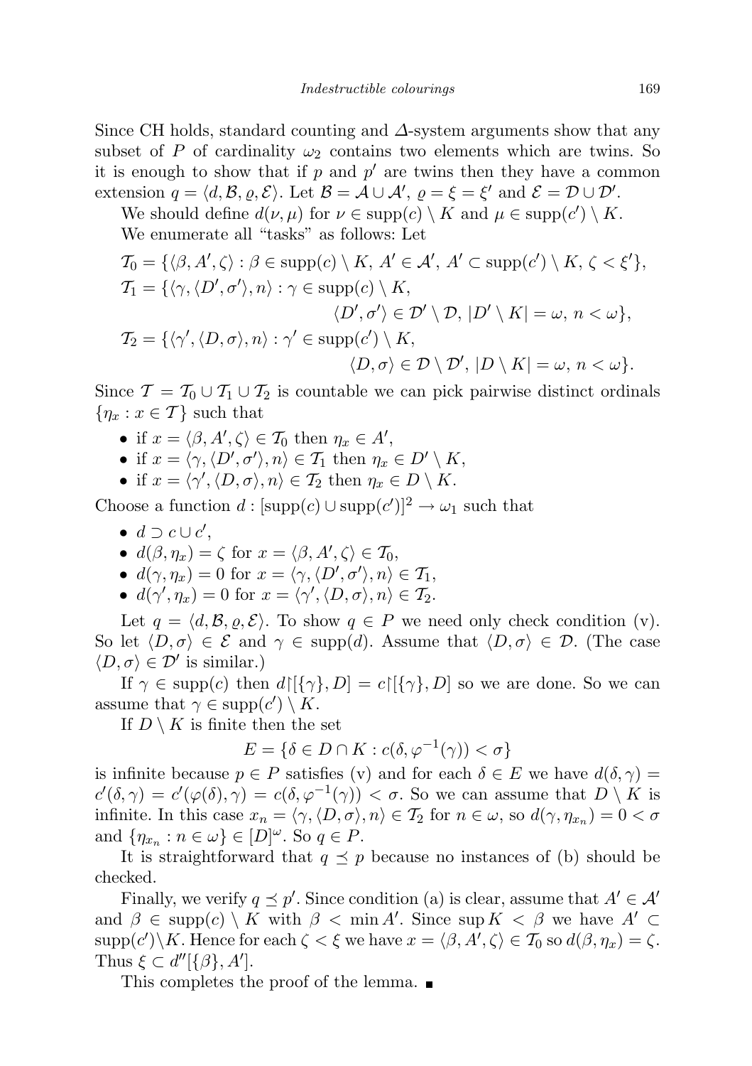Since CH holds, standard counting and $\Delta$-system arguments show that any subset of $P$ of cardinality $\omega_2$ contains two elements which are twins. So it is enough to show that if $p$ and $p'$ are twins then they have a common extension $q = \langle d, \mathcal{B}, \varrho, \mathcal{E}\rangle$. Let $\mathcal{B} = \mathcal{A} \cup \mathcal{A}'$, $\varrho = \xi = \xi'$ and $\mathcal{E} = \mathcal{D} \cup \mathcal{D}'$.

We should define $d(\nu, \mu)$ for $\nu \in \operatorname{supp}(c) \setminus K$ and $\mu \in \operatorname{supp}(c') \setminus K$.

We enumerate all "tasks" as follows: Let

$$\mathcal{T}_0 = \{\langle \beta, A', \zeta\rangle : \beta \in \operatorname{supp}(c) \setminus K,\ A' \in \mathcal{A}',\ A' \subset \operatorname{supp}(c') \setminus K,\ \zeta < \xi'\},$$

$$\mathcal{T}_1 = \{\langle \gamma, \langle D', \sigma'\rangle, n\rangle : \gamma \in \operatorname{supp}(c) \setminus K,\ \langle D', \sigma'\rangle \in \mathcal{D}' \setminus \mathcal{D},\ |D' \setminus K| = \omega,\ n < \omega\},$$

$$\mathcal{T}_2 = \{\langle \gamma', \langle D, \sigma\rangle, n\rangle : \gamma' \in \operatorname{supp}(c') \setminus K,\ \langle D, \sigma\rangle \in \mathcal{D} \setminus \mathcal{D}',\ |D \setminus K| = \omega,\ n < \omega\}.$$

Since $\mathcal{T} = \mathcal{T}_0 \cup \mathcal{T}_1 \cup \mathcal{T}_2$ is countable we can pick pairwise distinct ordinals $\{\eta_x : x \in \mathcal{T}\}$ such that

- if $x = \langle \beta, A', \zeta\rangle \in \mathcal{T}_0$ then $\eta_x \in A'$,
- if $x = \langle \gamma, \langle D', \sigma'\rangle, n\rangle \in \mathcal{T}_1$ then $\eta_x \in D' \setminus K$,
- if $x = \langle \gamma', \langle D, \sigma\rangle, n\rangle \in \mathcal{T}_2$ then $\eta_x \in D \setminus K$.

Choose a function $d : [\operatorname{supp}(c) \cup \operatorname{supp}(c')]^2 \to \omega_1$ such that

- $d \supset c \cup c'$,
- $d(\beta, \eta_x) = \zeta$ for $x = \langle \beta, A', \zeta\rangle \in \mathcal{T}_0$,
- $d(\gamma, \eta_x) = 0$ for $x = \langle \gamma, \langle D', \sigma'\rangle, n\rangle \in \mathcal{T}_1$,
- $d(\gamma', \eta_x) = 0$ for $x = \langle \gamma', \langle D, \sigma\rangle, n\rangle \in \mathcal{T}_2$.

Let $q = \langle d, \mathcal{B}, \varrho, \mathcal{E}\rangle$. To show $q \in P$ we need only check condition (v). So let $\langle D, \sigma\rangle \in \mathcal{E}$ and $\gamma \in \operatorname{supp}(d)$. Assume that $\langle D, \sigma\rangle \in \mathcal{D}$. (The case $\langle D, \sigma\rangle \in \mathcal{D}'$ is similar.)

If $\gamma \in \operatorname{supp}(c)$ then $d\restriction[\{\gamma\}, D] = c\restriction[\{\gamma\}, D]$ so we are done. So we can assume that $\gamma \in \operatorname{supp}(c') \setminus K$.

If $D \setminus K$ is finite then the set

$$E = \{\delta \in D \cap K : c(\delta, \varphi^{-1}(\gamma)) < \sigma\}$$

is infinite because $p \in P$ satisfies (v) and for each $\delta \in E$ we have $d(\delta, \gamma) = c'(\delta, \gamma) = c'(\varphi(\delta), \gamma) = c(\delta, \varphi^{-1}(\gamma)) < \sigma$. So we can assume that $D \setminus K$ is infinite. In this case $x_n = \langle \gamma, \langle D, \sigma\rangle, n\rangle \in \mathcal{T}_2$ for $n \in \omega$, so $d(\gamma, \eta_{x_n}) = 0 < \sigma$ and $\{\eta_{x_n} : n \in \omega\} \in [D]^\omega$. So $q \in P$.

It is straightforward that $q \preceq p$ because no instances of (b) should be checked.

Finally, we verify $q \preceq p'$. Since condition (a) is clear, assume that $A' \in \mathcal{A}'$ and $\beta \in \operatorname{supp}(c) \setminus K$ with $\beta < \min A'$. Since $\sup K < \beta$ we have $A' \subset \operatorname{supp}(c') \setminus K$. Hence for each $\zeta < \xi$ we have $x = \langle \beta, A', \zeta\rangle \in \mathcal{T}_0$ so $d(\beta, \eta_x) = \zeta$. Thus $\xi \subset d''[\{\beta\}, A']$.

This completes the proof of the lemma. ∎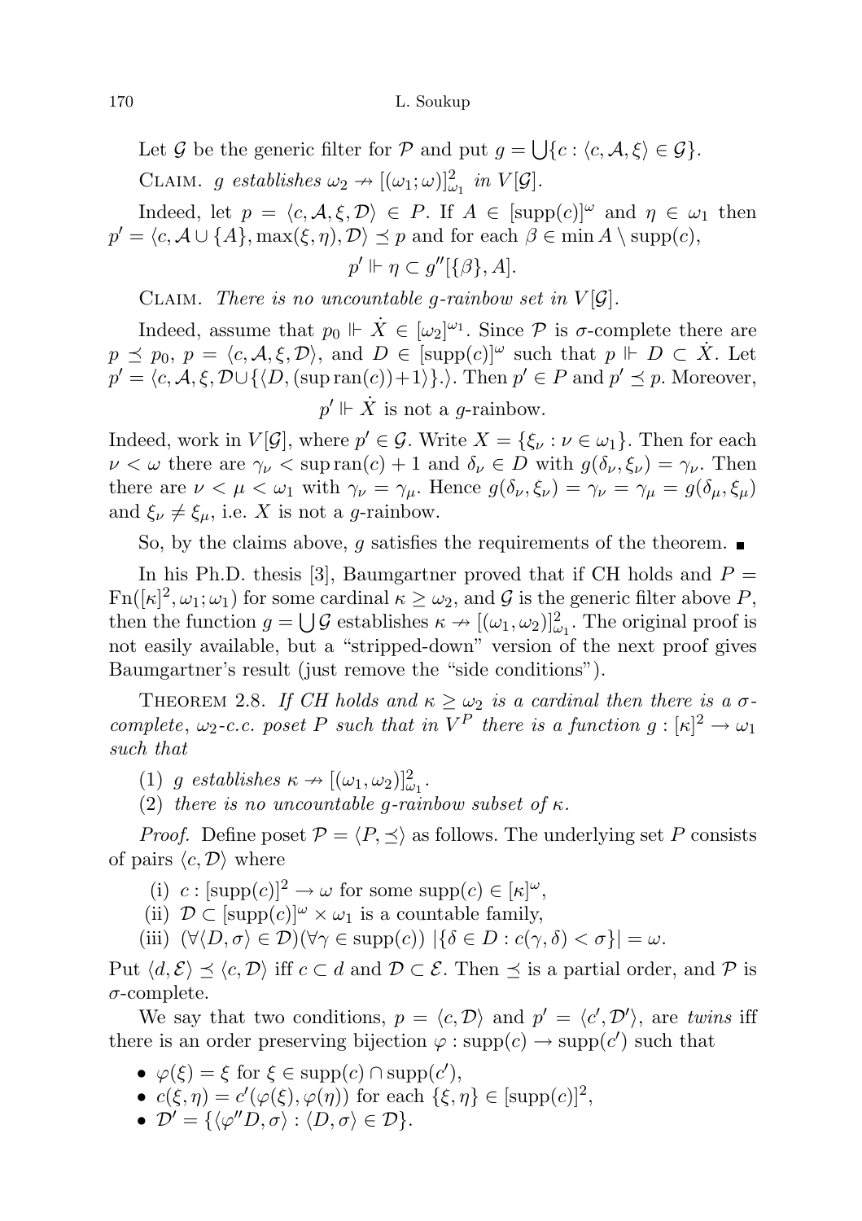Let $\mathcal{G}$ be the generic filter for $\mathcal{P}$ and put $g = \bigcup\{c : \langle c, \mathcal{A}, \xi\rangle \in \mathcal{G}\}$.

Claim. *$g$ establishes $\omega_2 \nrightarrow [(\omega_1;\omega)]^2_{\omega_1}$ in $V[\mathcal{G}]$.*

Indeed, let $p = \langle c, \mathcal{A}, \xi, \mathcal{D}\rangle \in P$. If $A \in [\operatorname{supp}(c)]^\omega$ and $\eta \in \omega_1$ then $p' = \langle c, \mathcal{A} \cup \{A\}, \max(\xi,\eta), \mathcal{D}\rangle \preceq p$ and for each $\beta \in \min A \setminus \operatorname{supp}(c)$,

$$p' \Vdash \eta \subset g''[\{\beta\}, A].$$

Claim. *There is no uncountable $g$-rainbow set in $V[\mathcal{G}]$.*

Indeed, assume that $p_0 \Vdash \dot{X} \in [\omega_2]^{\omega_1}$. Since $\mathcal{P}$ is $\sigma$-complete there are $p \preceq p_0$, $p = \langle c, \mathcal{A}, \xi, \mathcal{D}\rangle$, and $D \in [\operatorname{supp}(c)]^\omega$ such that $p \Vdash D \subset \dot{X}$. Let $p' = \langle c, \mathcal{A}, \xi, \mathcal{D} \cup \{\langle D, (\sup \operatorname{ran}(c))+1\rangle\}.\rangle$. Then $p' \in P$ and $p' \preceq p$. Moreover,

$$p' \Vdash \dot{X} \text{ is not a } g\text{-rainbow.}$$

Indeed, work in $V[\mathcal{G}]$, where $p' \in \mathcal{G}$. Write $X = \{\xi_\nu : \nu \in \omega_1\}$. Then for each $\nu < \omega$ there are $\gamma_\nu < \sup \operatorname{ran}(c) + 1$ and $\delta_\nu \in D$ with $g(\delta_\nu, \xi_\nu) = \gamma_\nu$. Then there are $\nu < \mu < \omega_1$ with $\gamma_\nu = \gamma_\mu$. Hence $g(\delta_\nu, \xi_\nu) = \gamma_\nu = \gamma_\mu = g(\delta_\mu, \xi_\mu)$ and $\xi_\nu \neq \xi_\mu$, i.e. $X$ is not a $g$-rainbow.

So, by the claims above, $g$ satisfies the requirements of the theorem. ∎

In his Ph.D. thesis [3], Baumgartner proved that if CH holds and $P = \operatorname{Fn}([\kappa]^2, \omega_1; \omega_1)$ for some cardinal $\kappa \geq \omega_2$, and $\mathcal{G}$ is the generic filter above $P$, then the function $g = \bigcup \mathcal{G}$ establishes $\kappa \nrightarrow [(\omega_1, \omega_2)]^2_{\omega_1}$. The original proof is not easily available, but a "stripped-down" version of the next proof gives Baumgartner's result (just remove the "side conditions").

Theorem 2.8. *If CH holds and $\kappa \geq \omega_2$ is a cardinal then there is a $\sigma$-complete, $\omega_2$-c.c. poset $P$ such that in $V^P$ there is a function $g : [\kappa]^2 \to \omega_1$ such that*

(1) *$g$ establishes $\kappa \nrightarrow [(\omega_1, \omega_2)]^2_{\omega_1}$.*
(2) *there is no uncountable $g$-rainbow subset of $\kappa$.*

*Proof.* Define poset $\mathcal{P} = \langle P, \preceq\rangle$ as follows. The underlying set $P$ consists of pairs $\langle c, \mathcal{D}\rangle$ where

(i) $c : [\operatorname{supp}(c)]^2 \to \omega$ for some $\operatorname{supp}(c) \in [\kappa]^\omega$,
(ii) $\mathcal{D} \subset [\operatorname{supp}(c)]^\omega \times \omega_1$ is a countable family,
(iii) $(\forall \langle D, \sigma\rangle \in \mathcal{D})(\forall \gamma \in \operatorname{supp}(c))\ |\{\delta \in D : c(\gamma, \delta) < \sigma\}| = \omega$.

Put $\langle d, \mathcal{E}\rangle \preceq \langle c, \mathcal{D}\rangle$ iff $c \subset d$ and $\mathcal{D} \subset \mathcal{E}$. Then $\preceq$ is a partial order, and $\mathcal{P}$ is $\sigma$-complete.

We say that two conditions, $p = \langle c, \mathcal{D}\rangle$ and $p' = \langle c', \mathcal{D}'\rangle$, are *twins* iff there is an order preserving bijection $\varphi : \operatorname{supp}(c) \to \operatorname{supp}(c')$ such that

- $\varphi(\xi) = \xi$ for $\xi \in \operatorname{supp}(c) \cap \operatorname{supp}(c')$,
- $c(\xi, \eta) = c'(\varphi(\xi), \varphi(\eta))$ for each $\{\xi, \eta\} \in [\operatorname{supp}(c)]^2$,
- $\mathcal{D}' = \{\langle \varphi'' D, \sigma\rangle : \langle D, \sigma\rangle \in \mathcal{D}\}$.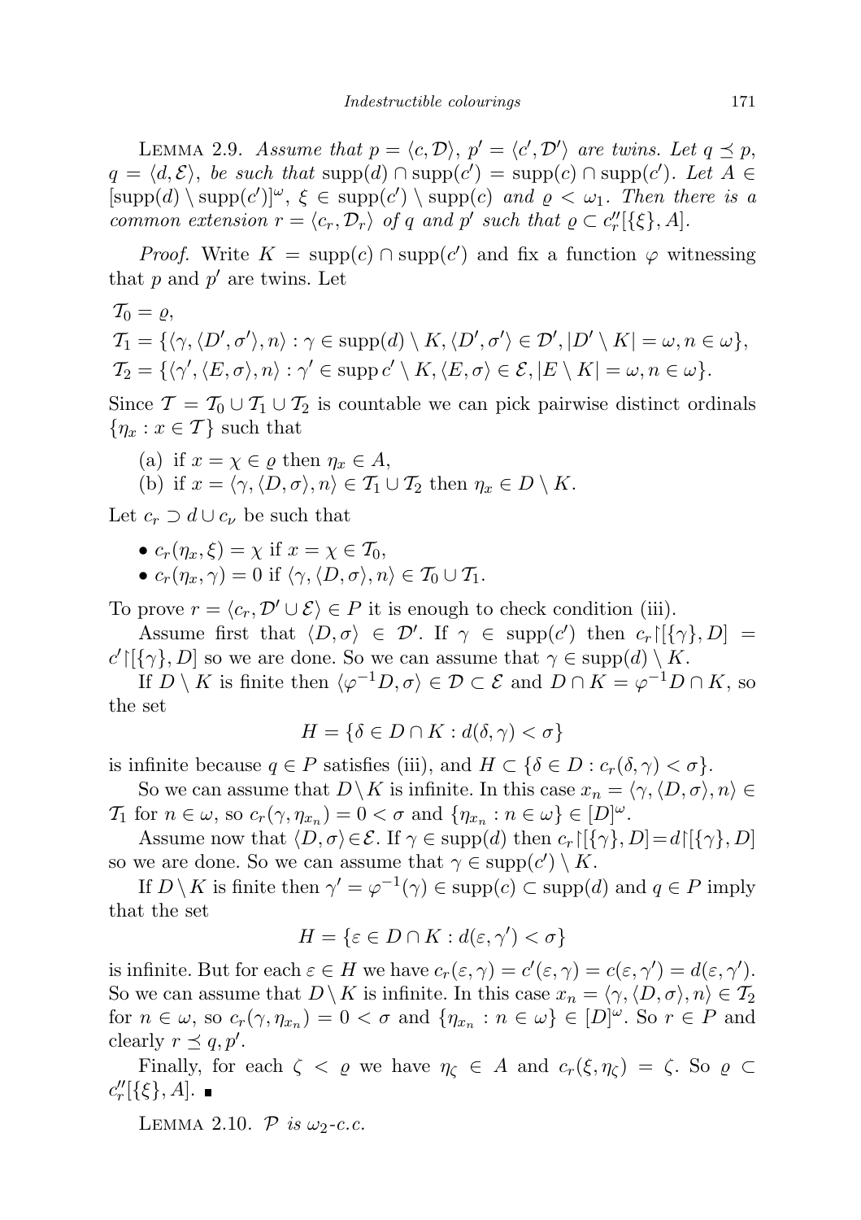LEMMA 2.9. *Assume that $p = \langle c, \mathcal{D}\rangle$, $p' = \langle c', \mathcal{D}'\rangle$ are twins. Let $q \preceq p$, $q = \langle d, \mathcal{E}\rangle$, be such that $\operatorname{supp}(d) \cap \operatorname{supp}(c') = \operatorname{supp}(c) \cap \operatorname{supp}(c')$. Let $A \in [\operatorname{supp}(d) \setminus \operatorname{supp}(c')]^{\omega}$, $\xi \in \operatorname{supp}(c') \setminus \operatorname{supp}(c)$ and $\varrho < \omega_1$. Then there is a common extension $r = \langle c_r, \mathcal{D}_r\rangle$ of $q$ and $p'$ such that $\varrho \subset c''_r[\{\xi\}, A]$.*

*Proof.* Write $K = \operatorname{supp}(c) \cap \operatorname{supp}(c')$ and fix a function $\varphi$ witnessing that $p$ and $p'$ are twins. Let

$$\mathcal{T}_0 = \varrho,$$

$$\mathcal{T}_1 = \{\langle \gamma, \langle D', \sigma'\rangle, n\rangle : \gamma \in \operatorname{supp}(d) \setminus K, \langle D', \sigma'\rangle \in \mathcal{D}', |D' \setminus K| = \omega, n \in \omega\},$$

$$\mathcal{T}_2 = \{\langle \gamma', \langle E, \sigma\rangle, n\rangle : \gamma' \in \operatorname{supp} c' \setminus K, \langle E, \sigma\rangle \in \mathcal{E}, |E \setminus K| = \omega, n \in \omega\}.$$

Since $\mathcal{T} = \mathcal{T}_0 \cup \mathcal{T}_1 \cup \mathcal{T}_2$ is countable we can pick pairwise distinct ordinals $\{\eta_x : x \in \mathcal{T}\}$ such that

(a) if $x = \chi \in \varrho$ then $\eta_x \in A$,
(b) if $x = \langle \gamma, \langle D, \sigma\rangle, n\rangle \in \mathcal{T}_1 \cup \mathcal{T}_2$ then $\eta_x \in D \setminus K$.

Let $c_r \supset d \cup c_\nu$ be such that

- $c_r(\eta_x, \xi) = \chi$ if $x = \chi \in \mathcal{T}_0$,
- $c_r(\eta_x, \gamma) = 0$ if $\langle \gamma, \langle D, \sigma\rangle, n\rangle \in \mathcal{T}_0 \cup \mathcal{T}_1$.

To prove $r = \langle c_r, \mathcal{D}' \cup \mathcal{E}\rangle \in P$ it is enough to check condition (iii).

Assume first that $\langle D, \sigma\rangle \in \mathcal{D}'$. If $\gamma \in \operatorname{supp}(c')$ then $c_r\restriction[\{\gamma\}, D] = c'\restriction[\{\gamma\}, D]$ so we are done. So we can assume that $\gamma \in \operatorname{supp}(d) \setminus K$.

If $D \setminus K$ is finite then $\langle \varphi^{-1}D, \sigma\rangle \in \mathcal{D} \subset \mathcal{E}$ and $D \cap K = \varphi^{-1}D \cap K$, so the set

$$H = \{\delta \in D \cap K : d(\delta, \gamma) < \sigma\}$$

is infinite because $q \in P$ satisfies (iii), and $H \subset \{\delta \in D : c_r(\delta, \gamma) < \sigma\}$.

So we can assume that $D \setminus K$ is infinite. In this case $x_n = \langle \gamma, \langle D, \sigma\rangle, n\rangle \in \mathcal{T}_1$ for $n \in \omega$, so $c_r(\gamma, \eta_{x_n}) = 0 < \sigma$ and $\{\eta_{x_n} : n \in \omega\} \in [D]^{\omega}$.

Assume now that $\langle D, \sigma\rangle \in \mathcal{E}$. If $\gamma \in \operatorname{supp}(d)$ then $c_r\restriction[\{\gamma\}, D] = d\restriction[\{\gamma\}, D]$ so we are done. So we can assume that $\gamma \in \operatorname{supp}(c') \setminus K$.

If $D \setminus K$ is finite then $\gamma' = \varphi^{-1}(\gamma) \in \operatorname{supp}(c) \subset \operatorname{supp}(d)$ and $q \in P$ imply that the set

$$H = \{\varepsilon \in D \cap K : d(\varepsilon, \gamma') < \sigma\}$$

is infinite. But for each $\varepsilon \in H$ we have $c_r(\varepsilon, \gamma) = c'(\varepsilon, \gamma) = c(\varepsilon, \gamma') = d(\varepsilon, \gamma')$. So we can assume that $D \setminus K$ is infinite. In this case $x_n = \langle \gamma, \langle D, \sigma\rangle, n\rangle \in \mathcal{T}_2$ for $n \in \omega$, so $c_r(\gamma, \eta_{x_n}) = 0 < \sigma$ and $\{\eta_{x_n} : n \in \omega\} \in [D]^{\omega}$. So $r \in P$ and clearly $r \preceq q, p'$.

Finally, for each $\zeta < \varrho$ we have $\eta_\zeta \in A$ and $c_r(\xi, \eta_\zeta) = \zeta$. So $\varrho \subset c''_r[\{\xi\}, A]$. ∎

LEMMA 2.10. *$\mathcal{P}$ is $\omega_2$-c.c.*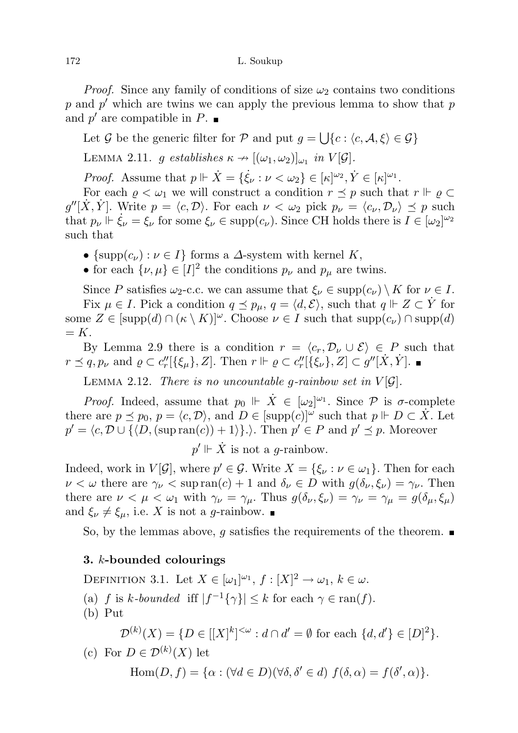*Proof.* Since any family of conditions of size $\omega_2$ contains two conditions $p$ and $p'$ which are twins we can apply the previous lemma to show that $p$ and $p'$ are compatible in $P$. ∎

Let $\mathcal{G}$ be the generic filter for $\mathcal{P}$ and put $g = \bigcup\{c : \langle c, \mathcal{A}, \xi\rangle \in \mathcal{G}\}$

LEMMA 2.11. *$g$ establishes $\kappa \nrightarrow [(\omega_1, \omega_2)]_{\omega_1}$ in $V[\mathcal{G}]$.*

*Proof.* Assume that $p \Vdash \dot{X} = \{\dot{\xi}_\nu : \nu < \omega_2\} \in [\kappa]^{\omega_2}, \dot{Y} \in [\kappa]^{\omega_1}$.

For each $\varrho < \omega_1$ we will construct a condition $r \preceq p$ such that $r \Vdash \varrho \subset g''[\dot{X}, \dot{Y}]$. Write $p = \langle c, \mathcal{D}\rangle$. For each $\nu < \omega_2$ pick $p_\nu = \langle c_\nu, \mathcal{D}_\nu\rangle \preceq p$ such that $p_\nu \Vdash \dot{\xi}_\nu = \xi_\nu$ for some $\xi_\nu \in \operatorname{supp}(c_\nu)$. Since CH holds there is $I \in [\omega_2]^{\omega_2}$ such that

- $\{\operatorname{supp}(c_\nu) : \nu \in I\}$ forms a $\Delta$-system with kernel $K$,
- for each $\{\nu, \mu\} \in [I]^2$ the conditions $p_\nu$ and $p_\mu$ are twins.

Since $P$ satisfies $\omega_2$-c.c. we can assume that $\xi_\nu \in \operatorname{supp}(c_\nu) \setminus K$ for $\nu \in I$.

Fix $\mu \in I$. Pick a condition $q \preceq p_\mu$, $q = \langle d, \mathcal{E}\rangle$, such that $q \Vdash Z \subset \dot{Y}$ for some $Z \in [\operatorname{supp}(d) \cap (\kappa \setminus K)]^\omega$. Choose $\nu \in I$ such that $\operatorname{supp}(c_\nu) \cap \operatorname{supp}(d) = K$.

By Lemma 2.9 there is a condition $r = \langle c_r, \mathcal{D}_\nu \cup \mathcal{E}\rangle \in P$ such that $r \preceq q, p_\nu$ and $\varrho \subset c''_r[\{\xi_\mu\}, Z]$. Then $r \Vdash \varrho \subset c''_r[\{\xi_\nu\}, Z] \subset g''[\dot{X}, \dot{Y}]$. ∎

LEMMA 2.12. *There is no uncountable $g$-rainbow set in $V[\mathcal{G}]$.*

*Proof.* Indeed, assume that $p_0 \Vdash \dot{X} \in [\omega_2]^{\omega_1}$. Since $\mathcal{P}$ is $\sigma$-complete there are $p \preceq p_0$, $p = \langle c, \mathcal{D}\rangle$, and $D \in [\operatorname{supp}(c)]^\omega$ such that $p \Vdash D \subset \dot{X}$. Let $p' = \langle c, \mathcal{D} \cup \{\langle D, (\sup \operatorname{ran}(c)) + 1\rangle\}.\rangle$. Then $p' \in P$ and $p' \preceq p$. Moreover

$$p' \Vdash \dot{X} \text{ is not a } g\text{-rainbow.}$$

Indeed, work in $V[\mathcal{G}]$, where $p' \in \mathcal{G}$. Write $X = \{\xi_\nu : \nu \in \omega_1\}$. Then for each $\nu < \omega$ there are $\gamma_\nu < \sup \operatorname{ran}(c) + 1$ and $\delta_\nu \in D$ with $g(\delta_\nu, \xi_\nu) = \gamma_\nu$. Then there are $\nu < \mu < \omega_1$ with $\gamma_\nu = \gamma_\mu$. Thus $g(\delta_\nu, \xi_\nu) = \gamma_\nu = \gamma_\mu = g(\delta_\mu, \xi_\mu)$ and $\xi_\nu \neq \xi_\mu$, i.e. $X$ is not a $g$-rainbow. ∎

So, by the lemmas above, $g$ satisfies the requirements of the theorem. ∎

## 3. $k$-bounded colourings

DEFINITION 3.1. Let $X \in [\omega_1]^{\omega_1}$, $f : [X]^2 \to \omega_1$, $k \in \omega$.

(a) $f$ is *$k$-bounded* iff $|f^{-1}\{\gamma\}| \le k$ for each $\gamma \in \operatorname{ran}(f)$.

(b) Put

$$\mathcal{D}^{(k)}(X) = \{D \in [[X]^k]^{<\omega} : d \cap d' = \emptyset \text{ for each } \{d, d'\} \in [D]^2\}.$$

(c) For $D \in \mathcal{D}^{(k)}(X)$ let

$$\operatorname{Hom}(D, f) = \{\alpha : (\forall d \in D)(\forall \delta, \delta' \in d)\ f(\delta, \alpha) = f(\delta', \alpha)\}.$$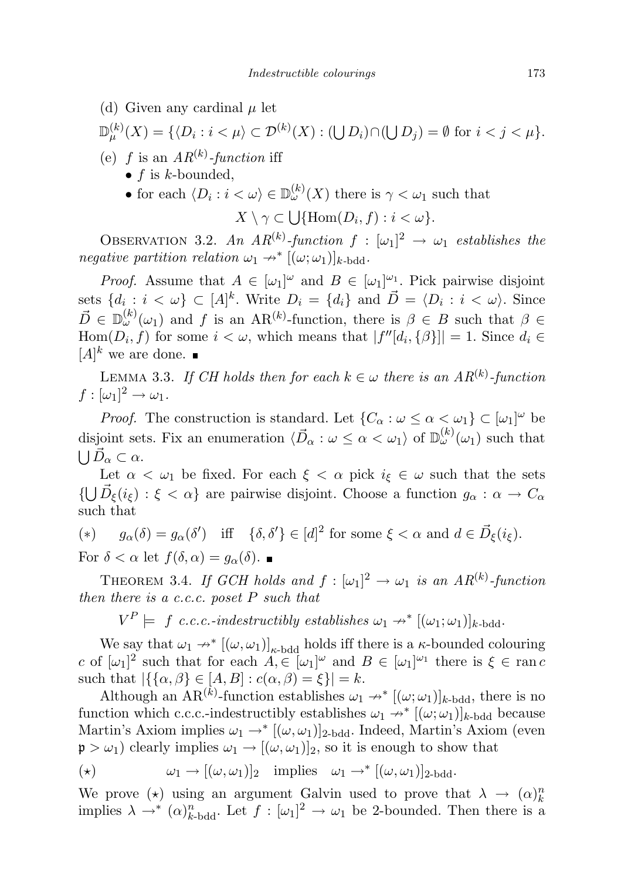(d) Given any cardinal $\mu$ let

$$\mathbb{D}^{(k)}_{\mu}(X) = \{\langle D_i : i < \mu\rangle \subset \mathcal{D}^{(k)}(X) : (\bigcup D_i)\cap(\bigcup D_j) = \emptyset \text{ for } i < j < \mu\}.$$

(e) $f$ is an *$AR^{(k)}$-function* iff

- $f$ is $k$-bounded,
- for each $\langle D_i : i < \omega\rangle \in \mathbb{D}^{(k)}_{\omega}(X)$ there is $\gamma < \omega_1$ such that

$$X \setminus \gamma \subset \bigcup\{\mathrm{Hom}(D_i, f) : i < \omega\}.$$

Observation 3.2. *An $AR^{(k)}$-function $f : [\omega_1]^2 \to \omega_1$ establishes the negative partition relation $\omega_1 \not\to^* [(\omega;\omega_1)]_{k\text{-bdd}}$.*

*Proof.* Assume that $A \in [\omega_1]^{\omega}$ and $B \in [\omega_1]^{\omega_1}$. Pick pairwise disjoint sets $\{d_i : i < \omega\} \subset [A]^k$. Write $D_i = \{d_i\}$ and $\vec{D} = \langle D_i : i < \omega\rangle$. Since $\vec{D} \in \mathbb{D}^{(k)}_{\omega}(\omega_1)$ and $f$ is an $\mathrm{AR}^{(k)}$-function, there is $\beta \in B$ such that $\beta \in \mathrm{Hom}(D_i, f)$ for some $i < \omega$, which means that $|f''[d_i, \{\beta\}]| = 1$. Since $d_i \in [A]^k$ we are done. ∎

Lemma 3.3. *If CH holds then for each $k \in \omega$ there is an $AR^{(k)}$-function $f : [\omega_1]^2 \to \omega_1$.*

*Proof.* The construction is standard. Let $\{C_\alpha : \omega \le \alpha < \omega_1\} \subset [\omega_1]^{\omega}$ be disjoint sets. Fix an enumeration $\langle \vec{D}_\alpha : \omega \le \alpha < \omega_1\rangle$ of $\mathbb{D}^{(k)}_{\omega}(\omega_1)$ such that $\bigcup \vec{D}_\alpha \subset \alpha$.

Let $\alpha < \omega_1$ be fixed. For each $\xi < \alpha$ pick $i_\xi \in \omega$ such that the sets $\{\bigcup \vec{D}_\xi(i_\xi) : \xi < \alpha\}$ are pairwise disjoint. Choose a function $g_\alpha : \alpha \to C_\alpha$ such that

$$(*) \qquad g_\alpha(\delta) = g_\alpha(\delta') \quad \text{iff} \quad \{\delta, \delta'\} \in [d]^2 \text{ for some } \xi < \alpha \text{ and } d \in \vec{D}_\xi(i_\xi).$$

For $\delta < \alpha$ let $f(\delta, \alpha) = g_\alpha(\delta)$. ∎

Theorem 3.4. *If GCH holds and $f : [\omega_1]^2 \to \omega_1$ is an $AR^{(k)}$-function then there is a c.c.c. poset $P$ such that*

$$V^P \models \ f \textit{ c.c.c.-indestructibly establishes } \omega_1 \not\to^* [(\omega_1;\omega_1)]_{k\text{-bdd}}.$$

We say that $\omega_1 \not\to^* [(\omega,\omega_1)]_{\kappa\text{-bdd}}$ holds iff there is a $\kappa$-bounded colouring $c$ of $[\omega_1]^2$ such that for each $A, \in [\omega_1]^{\omega}$ and $B \in [\omega_1]^{\omega_1}$ there is $\xi \in \operatorname{ran} c$ such that $|\{\{\alpha,\beta\} \in [A,B] : c(\alpha,\beta) = \xi\}| = k$.

Although an $\mathrm{AR}^{(k)}$-function establishes $\omega_1 \not\to^* [(\omega;\omega_1)]_{k\text{-bdd}}$, there is no function which c.c.c.-indestructibly establishes $\omega_1 \not\to^* [(\omega;\omega_1)]_{k\text{-bdd}}$ because Martin's Axiom implies $\omega_1 \to^* [(\omega,\omega_1)]_{2\text{-bdd}}$. Indeed, Martin's Axiom (even $\mathfrak{p} > \omega_1$) clearly implies $\omega_1 \to [(\omega,\omega_1)]_2$, so it is enough to show that

$$(\star) \qquad \omega_1 \to [(\omega,\omega_1)]_2 \quad \text{implies} \quad \omega_1 \to^* [(\omega,\omega_1)]_{2\text{-bdd}}.$$

We prove $(\star)$ using an argument Galvin used to prove that $\lambda \to (\alpha)^n_k$ implies $\lambda \to^* (\alpha)^n_{k\text{-bdd}}$. Let $f : [\omega_1]^2 \to \omega_1$ be 2-bounded. Then there is a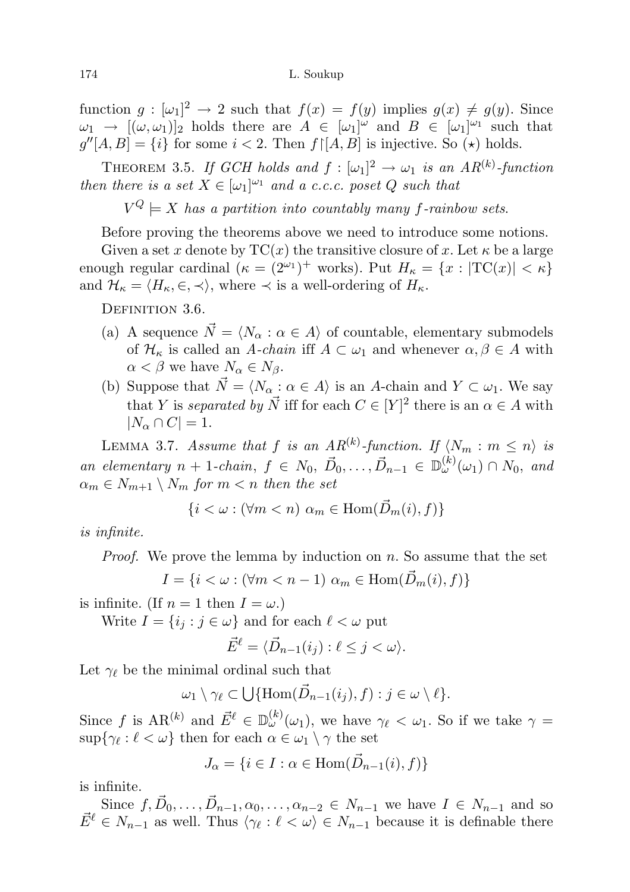function $g : [\omega_1]^2 \to 2$ such that $f(x) = f(y)$ implies $g(x) \neq g(y)$. Since $\omega_1 \to [(\omega, \omega_1)]_2$ holds there are $A \in [\omega_1]^\omega$ and $B \in [\omega_1]^{\omega_1}$ such that $g''[A, B] = \{i\}$ for some $i < 2$. Then $f \restriction [A, B]$ is injective. So ($\star$) holds.

Theorem 3.5. *If GCH holds and $f : [\omega_1]^2 \to \omega_1$ is an $AR^{(k)}$-function then there is a set $X \in [\omega_1]^{\omega_1}$ and a c.c.c. poset $Q$ such that*

$V^Q \models X$ *has a partition into countably many $f$-rainbow sets.*

Before proving the theorems above we need to introduce some notions.

Given a set $x$ denote by $\mathrm{TC}(x)$ the transitive closure of $x$. Let $\kappa$ be a large enough regular cardinal ($\kappa = (2^{\omega_1})^+$ works). Put $H_\kappa = \{x : |\mathrm{TC}(x)| < \kappa\}$ and $\mathcal{H}_\kappa = \langle H_\kappa, \in, \prec \rangle$, where $\prec$ is a well-ordering of $H_\kappa$.

Definition 3.6.

(a) A sequence $\vec{N} = \langle N_\alpha : \alpha \in A \rangle$ of countable, elementary submodels of $\mathcal{H}_\kappa$ is called an *$A$-chain* iff $A \subset \omega_1$ and whenever $\alpha, \beta \in A$ with $\alpha < \beta$ we have $N_\alpha \in N_\beta$.

(b) Suppose that $\vec{N} = \langle N_\alpha : \alpha \in A \rangle$ is an $A$-chain and $Y \subset \omega_1$. We say that $Y$ is *separated by $\vec{N}$* iff for each $C \in [Y]^2$ there is an $\alpha \in A$ with $|N_\alpha \cap C| = 1$.

Lemma 3.7. *Assume that $f$ is an $AR^{(k)}$-function. If $\langle N_m : m \le n \rangle$ is an elementary $n+1$-chain, $f \in N_0$, $\vec{D}_0, \ldots, \vec{D}_{n-1} \in \mathbb{D}^{(k)}_\omega(\omega_1) \cap N_0$, and $\alpha_m \in N_{m+1} \setminus N_m$ for $m < n$ then the set*

$$\{i < \omega : (\forall m < n)\ \alpha_m \in \mathrm{Hom}(\vec{D}_m(i), f)\}$$

*is infinite.*

*Proof.* We prove the lemma by induction on $n$. So assume that the set

$$I = \{i < \omega : (\forall m < n-1)\ \alpha_m \in \mathrm{Hom}(\vec{D}_m(i), f)\}$$

is infinite. (If $n = 1$ then $I = \omega$.)

Write $I = \{i_j : j \in \omega\}$ and for each $\ell < \omega$ put

$$\vec{E}^\ell = \langle \vec{D}_{n-1}(i_j) : \ell \le j < \omega \rangle.$$

Let $\gamma_\ell$ be the minimal ordinal such that

$$\omega_1 \setminus \gamma_\ell \subset \bigcup \{\mathrm{Hom}(\vec{D}_{n-1}(i_j), f) : j \in \omega \setminus \ell\}.$$

Since $f$ is $\mathrm{AR}^{(k)}$ and $\vec{E}^\ell \in \mathbb{D}^{(k)}_\omega(\omega_1)$, we have $\gamma_\ell < \omega_1$. So if we take $\gamma = \sup\{\gamma_\ell : \ell < \omega\}$ then for each $\alpha \in \omega_1 \setminus \gamma$ the set

$$J_\alpha = \{i \in I : \alpha \in \mathrm{Hom}(\vec{D}_{n-1}(i), f)\}$$

is infinite.

Since $f, \vec{D}_0, \ldots, \vec{D}_{n-1}, \alpha_0, \ldots, \alpha_{n-2} \in N_{n-1}$ we have $I \in N_{n-1}$ and so $\vec{E}^\ell \in N_{n-1}$ as well. Thus $\langle \gamma_\ell : \ell < \omega \rangle \in N_{n-1}$ because it is definable there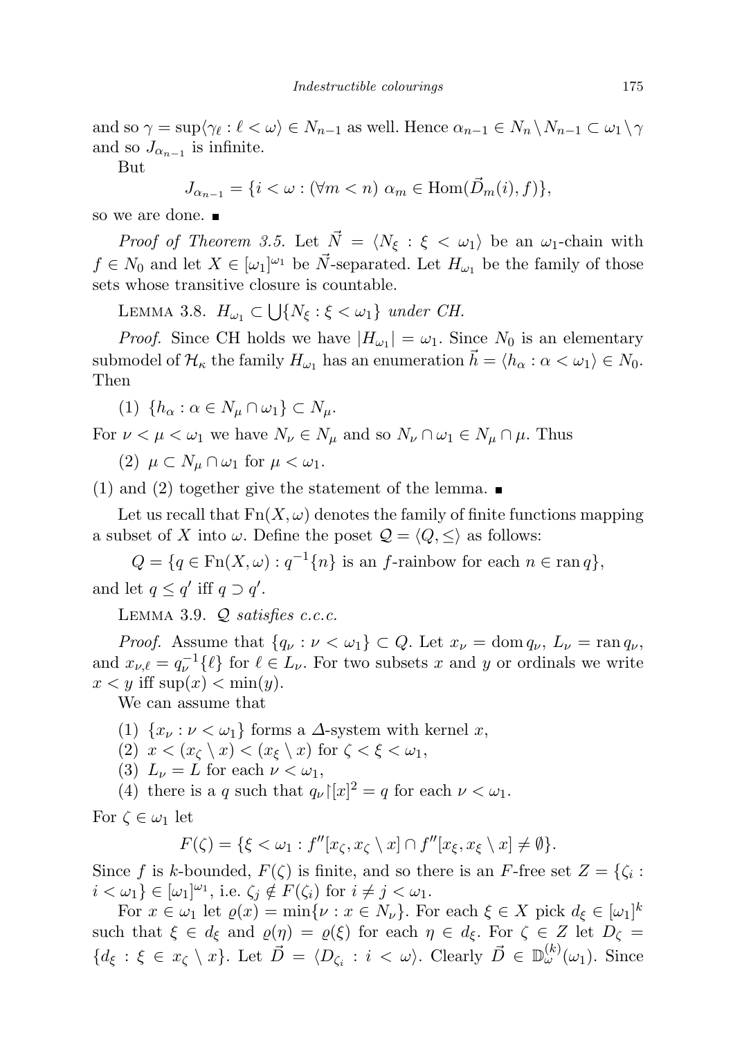and so $\gamma = \sup\langle \gamma_\ell : \ell < \omega \rangle \in N_{n-1}$ as well. Hence $\alpha_{n-1} \in N_n \setminus N_{n-1} \subset \omega_1 \setminus \gamma$ and so $J_{\alpha_{n-1}}$ is infinite.

But

$$J_{\alpha_{n-1}} = \{i < \omega : (\forall m < n)\ \alpha_m \in \mathrm{Hom}(\vec{D}_m(i), f)\},$$

so we are done. ∎

*Proof of Theorem 3.5.* Let $\vec{N} = \langle N_\xi : \xi < \omega_1 \rangle$ be an $\omega_1$-chain with $f \in N_0$ and let $X \in [\omega_1]^{\omega_1}$ be $\vec{N}$-separated. Let $H_{\omega_1}$ be the family of those sets whose transitive closure is countable.

Lemma 3.8. *$H_{\omega_1} \subset \bigcup\{N_\xi : \xi < \omega_1\}$ under CH.*

*Proof.* Since CH holds we have $|H_{\omega_1}| = \omega_1$. Since $N_0$ is an elementary submodel of $\mathcal{H}_\kappa$ the family $H_{\omega_1}$ has an enumeration $\vec{h} = \langle h_\alpha : \alpha < \omega_1 \rangle \in N_0$. Then

(1) $\{h_\alpha : \alpha \in N_\mu \cap \omega_1\} \subset N_\mu$.

For $\nu < \mu < \omega_1$ we have $N_\nu \in N_\mu$ and so $N_\nu \cap \omega_1 \in N_\mu \cap \mu$. Thus

(2) $\mu \subset N_\mu \cap \omega_1$ for $\mu < \omega_1$.

(1) and (2) together give the statement of the lemma. ∎

Let us recall that $\mathrm{Fn}(X, \omega)$ denotes the family of finite functions mapping a subset of $X$ into $\omega$. Define the poset $\mathcal{Q} = \langle Q, \leq \rangle$ as follows:

$$Q = \{q \in \mathrm{Fn}(X, \omega) : q^{-1}\{n\} \text{ is an } f\text{-rainbow for each } n \in \mathrm{ran}\, q\},$$

and let $q \leq q'$ iff $q \supset q'$.

Lemma 3.9. *$\mathcal{Q}$ satisfies c.c.c.*

*Proof.* Assume that $\{q_\nu : \nu < \omega_1\} \subset Q$. Let $x_\nu = \mathrm{dom}\, q_\nu$, $L_\nu = \mathrm{ran}\, q_\nu$, and $x_{\nu,\ell} = q_\nu^{-1}\{\ell\}$ for $\ell \in L_\nu$. For two subsets $x$ and $y$ or ordinals we write $x < y$ iff $\sup(x) < \min(y)$.

We can assume that

(1) $\{x_\nu : \nu < \omega_1\}$ forms a $\Delta$-system with kernel $x$,
(2) $x < (x_\zeta \setminus x) < (x_\xi \setminus x)$ for $\zeta < \xi < \omega_1$,
(3) $L_\nu = L$ for each $\nu < \omega_1$,
(4) there is a $q$ such that $q_\nu \restriction [x]^2 = q$ for each $\nu < \omega_1$.

For $\zeta \in \omega_1$ let

$$F(\zeta) = \{\xi < \omega_1 : f''[x_\zeta, x_\zeta \setminus x] \cap f''[x_\xi, x_\xi \setminus x] \neq \emptyset\}.$$

Since $f$ is $k$-bounded, $F(\zeta)$ is finite, and so there is an $F$-free set $Z = \{\zeta_i : i < \omega_1\} \in [\omega_1]^{\omega_1}$, i.e. $\zeta_j \notin F(\zeta_i)$ for $i \neq j < \omega_1$.

For $x \in \omega_1$ let $\varrho(x) = \min\{\nu : x \in N_\nu\}$. For each $\xi \in X$ pick $d_\xi \in [\omega_1]^k$ such that $\xi \in d_\xi$ and $\varrho(\eta) = \varrho(\xi)$ for each $\eta \in d_\xi$. For $\zeta \in Z$ let $D_\zeta = \{d_\xi : \xi \in x_\zeta \setminus x\}$. Let $\vec{D} = \langle D_{\zeta_i} : i < \omega \rangle$. Clearly $\vec{D} \in \mathbb{D}^{(k)}_\omega(\omega_1)$. Since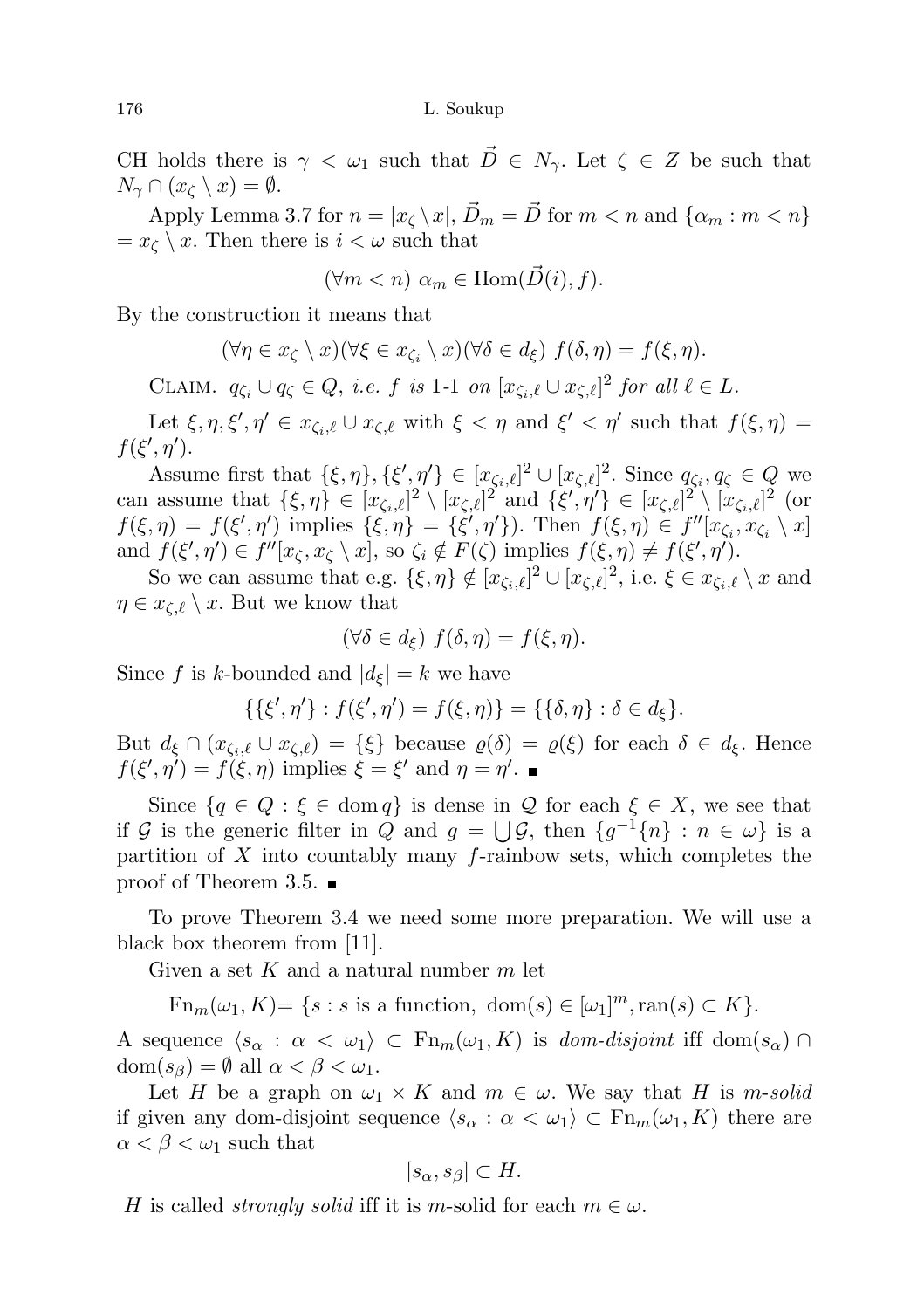CH holds there is $\gamma < \omega_1$ such that $\vec{D} \in N_\gamma$. Let $\zeta \in Z$ be such that $N_\gamma \cap (x_\zeta \setminus x) = \emptyset$.

Apply Lemma 3.7 for $n = |x_\zeta \setminus x|$, $\vec{D}_m = \vec{D}$ for $m < n$ and $\{\alpha_m : m < n\} = x_\zeta \setminus x$. Then there is $i < \omega$ such that

$$(\forall m < n)\ \alpha_m \in \operatorname{Hom}(\vec{D}(i), f).$$

By the construction it means that

$$(\forall \eta \in x_\zeta \setminus x)(\forall \xi \in x_{\zeta_i} \setminus x)(\forall \delta \in d_\xi)\ f(\delta, \eta) = f(\xi, \eta).$$

Claim. *$q_{\zeta_i} \cup q_\zeta \in Q$, i.e. $f$ is 1-1 on $[x_{\zeta_i,\ell} \cup x_{\zeta,\ell}]^2$ for all $\ell \in L$.*

Let $\xi, \eta, \xi', \eta' \in x_{\zeta_i,\ell} \cup x_{\zeta,\ell}$ with $\xi < \eta$ and $\xi' < \eta'$ such that $f(\xi, \eta) = f(\xi', \eta')$.

Assume first that $\{\xi, \eta\}, \{\xi', \eta'\} \in [x_{\zeta_i,\ell}]^2 \cup [x_{\zeta,\ell}]^2$. Since $q_{\zeta_i}, q_\zeta \in Q$ we can assume that $\{\xi, \eta\} \in [x_{\zeta_i,\ell}]^2 \setminus [x_{\zeta,\ell}]^2$ and $\{\xi', \eta'\} \in [x_{\zeta,\ell}]^2 \setminus [x_{\zeta_i,\ell}]^2$ (or $f(\xi, \eta) = f(\xi', \eta')$ implies $\{\xi, \eta\} = \{\xi', \eta'\}$). Then $f(\xi, \eta) \in f''[x_{\zeta_i}, x_{\zeta_i} \setminus x]$ and $f(\xi', \eta') \in f''[x_\zeta, x_\zeta \setminus x]$, so $\zeta_i \notin F(\zeta)$ implies $f(\xi, \eta) \neq f(\xi', \eta')$.

So we can assume that e.g. $\{\xi, \eta\} \notin [x_{\zeta_i,\ell}]^2 \cup [x_{\zeta,\ell}]^2$, i.e. $\xi \in x_{\zeta_i,\ell} \setminus x$ and $\eta \in x_{\zeta,\ell} \setminus x$. But we know that

$$(\forall \delta \in d_\xi)\ f(\delta, \eta) = f(\xi, \eta).$$

Since $f$ is $k$-bounded and $|d_\xi| = k$ we have

$$\{\{\xi', \eta'\} : f(\xi', \eta') = f(\xi, \eta)\} = \{\{\delta, \eta\} : \delta \in d_\xi\}.$$

But $d_\xi \cap (x_{\zeta_i,\ell} \cup x_{\zeta,\ell}) = \{\xi\}$ because $\varrho(\delta) = \varrho(\xi)$ for each $\delta \in d_\xi$. Hence $f(\xi', \eta') = f(\xi, \eta)$ implies $\xi = \xi'$ and $\eta = \eta'$. ∎

Since $\{q \in Q : \xi \in \operatorname{dom} q\}$ is dense in $\mathcal{Q}$ for each $\xi \in X$, we see that if $\mathcal{G}$ is the generic filter in $Q$ and $g = \bigcup \mathcal{G}$, then $\{g^{-1}\{n\} : n \in \omega\}$ is a partition of $X$ into countably many $f$-rainbow sets, which completes the proof of Theorem 3.5. ∎

To prove Theorem 3.4 we need some more preparation. We will use a black box theorem from [11].

Given a set $K$ and a natural number $m$ let

$$\operatorname{Fn}_m(\omega_1, K) = \{s : s \text{ is a function},\ \operatorname{dom}(s) \in [\omega_1]^m, \operatorname{ran}(s) \subset K\}.$$

A sequence $\langle s_\alpha : \alpha < \omega_1 \rangle \subset \operatorname{Fn}_m(\omega_1, K)$ is *dom-disjoint* iff $\operatorname{dom}(s_\alpha) \cap \operatorname{dom}(s_\beta) = \emptyset$ all $\alpha < \beta < \omega_1$.

Let $H$ be a graph on $\omega_1 \times K$ and $m \in \omega$. We say that $H$ is *$m$-solid* if given any dom-disjoint sequence $\langle s_\alpha : \alpha < \omega_1 \rangle \subset \operatorname{Fn}_m(\omega_1, K)$ there are $\alpha < \beta < \omega_1$ such that

$$[s_\alpha, s_\beta] \subset H.$$

$H$ is called *strongly solid* iff it is $m$-solid for each $m \in \omega$.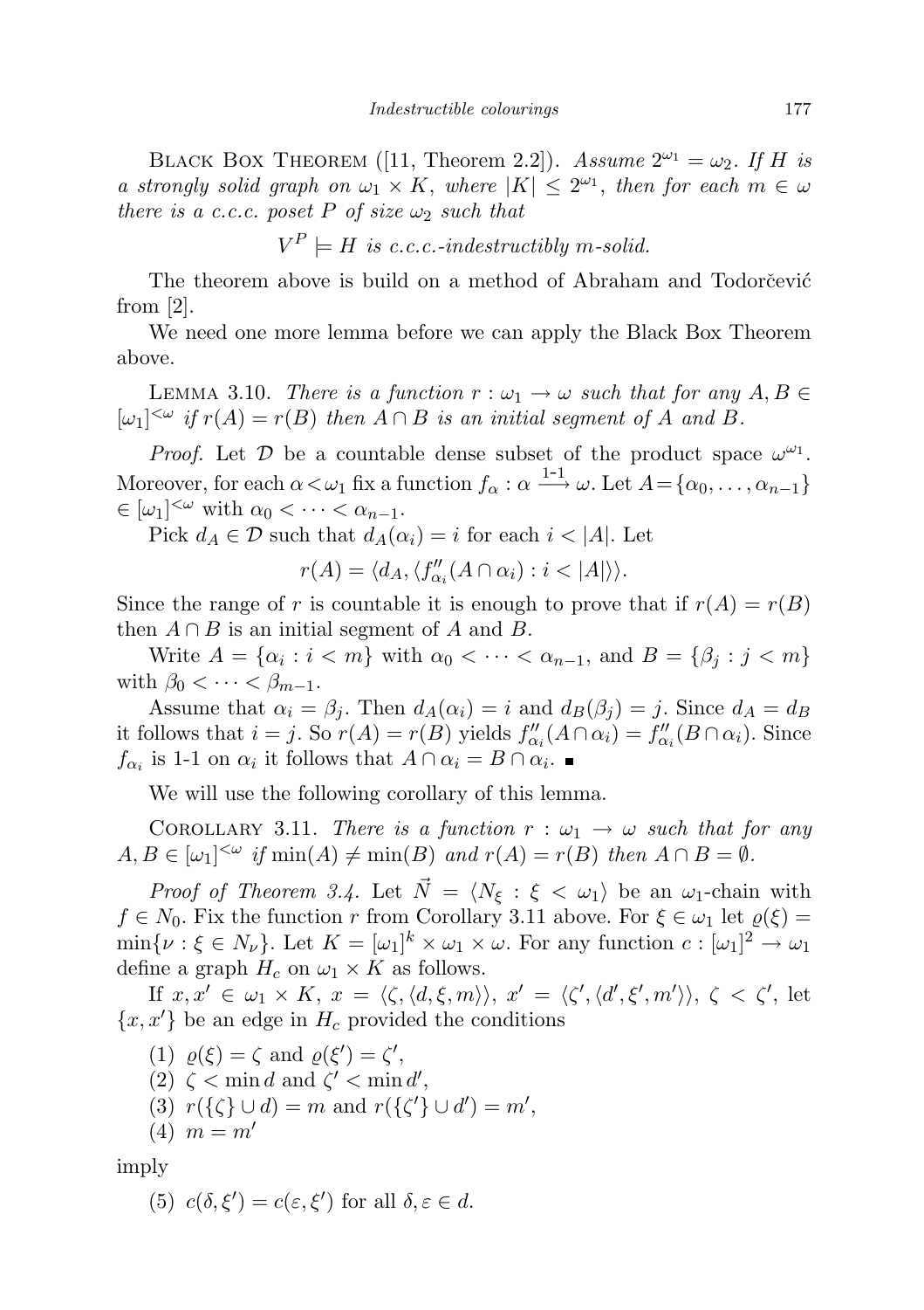Black Box Theorem ([11, Theorem 2.2]). *Assume $2^{\omega_1} = \omega_2$. If $H$ is a strongly solid graph on $\omega_1 \times K$, where $|K| \leq 2^{\omega_1}$, then for each $m \in \omega$ there is a c.c.c. poset $P$ of size $\omega_2$ such that*

$$V^P \models H \text{ is c.c.c.-indestructibly } m\text{-solid.}$$

The theorem above is build on a method of Abraham and Todorčević from [2].

We need one more lemma before we can apply the Black Box Theorem above.

Lemma 3.10. *There is a function $r : \omega_1 \to \omega$ such that for any $A, B \in [\omega_1]^{<\omega}$ if $r(A) = r(B)$ then $A \cap B$ is an initial segment of $A$ and $B$.*

*Proof.* Let $\mathcal{D}$ be a countable dense subset of the product space $\omega^{\omega_1}$. Moreover, for each $\alpha < \omega_1$ fix a function $f_\alpha : \alpha \xrightarrow{1\text{-}1} \omega$. Let $A = \{\alpha_0, \ldots, \alpha_{n-1}\} \in [\omega_1]^{<\omega}$ with $\alpha_0 < \cdots < \alpha_{n-1}$.

Pick $d_A \in \mathcal{D}$ such that $d_A(\alpha_i) = i$ for each $i < |A|$. Let

$$r(A) = \langle d_A, \langle f''_{\alpha_i}(A \cap \alpha_i) : i < |A| \rangle \rangle.$$

Since the range of $r$ is countable it is enough to prove that if $r(A) = r(B)$ then $A \cap B$ is an initial segment of $A$ and $B$.

Write $A = \{\alpha_i : i < m\}$ with $\alpha_0 < \cdots < \alpha_{n-1}$, and $B = \{\beta_j : j < m\}$ with $\beta_0 < \cdots < \beta_{m-1}$.

Assume that $\alpha_i = \beta_j$. Then $d_A(\alpha_i) = i$ and $d_B(\beta_j) = j$. Since $d_A = d_B$ it follows that $i = j$. So $r(A) = r(B)$ yields $f''_{\alpha_i}(A \cap \alpha_i) = f''_{\alpha_i}(B \cap \alpha_i)$. Since $f_{\alpha_i}$ is 1-1 on $\alpha_i$ it follows that $A \cap \alpha_i = B \cap \alpha_i$. ∎

We will use the following corollary of this lemma.

Corollary 3.11. *There is a function $r : \omega_1 \to \omega$ such that for any $A, B \in [\omega_1]^{<\omega}$ if $\min(A) \neq \min(B)$ and $r(A) = r(B)$ then $A \cap B = \emptyset$.*

*Proof of Theorem 3.4.* Let $\vec{N} = \langle N_\xi : \xi < \omega_1 \rangle$ be an $\omega_1$-chain with $f \in N_0$. Fix the function $r$ from Corollary 3.11 above. For $\xi \in \omega_1$ let $\varrho(\xi) = \min\{\nu : \xi \in N_\nu\}$. Let $K = [\omega_1]^k \times \omega_1 \times \omega$. For any function $c : [\omega_1]^2 \to \omega_1$ define a graph $H_c$ on $\omega_1 \times K$ as follows.

If $x, x' \in \omega_1 \times K$, $x = \langle \zeta, \langle d, \xi, m \rangle \rangle$, $x' = \langle \zeta', \langle d', \xi', m' \rangle \rangle$, $\zeta < \zeta'$, let $\{x, x'\}$ be an edge in $H_c$ provided the conditions

(1) $\varrho(\xi) = \zeta$ and $\varrho(\xi') = \zeta'$,
(2) $\zeta < \min d$ and $\zeta' < \min d'$,
(3) $r(\{\zeta\} \cup d) = m$ and $r(\{\zeta'\} \cup d') = m'$,
(4) $m = m'$

imply

(5) $c(\delta, \xi') = c(\varepsilon, \xi')$ for all $\delta, \varepsilon \in d$.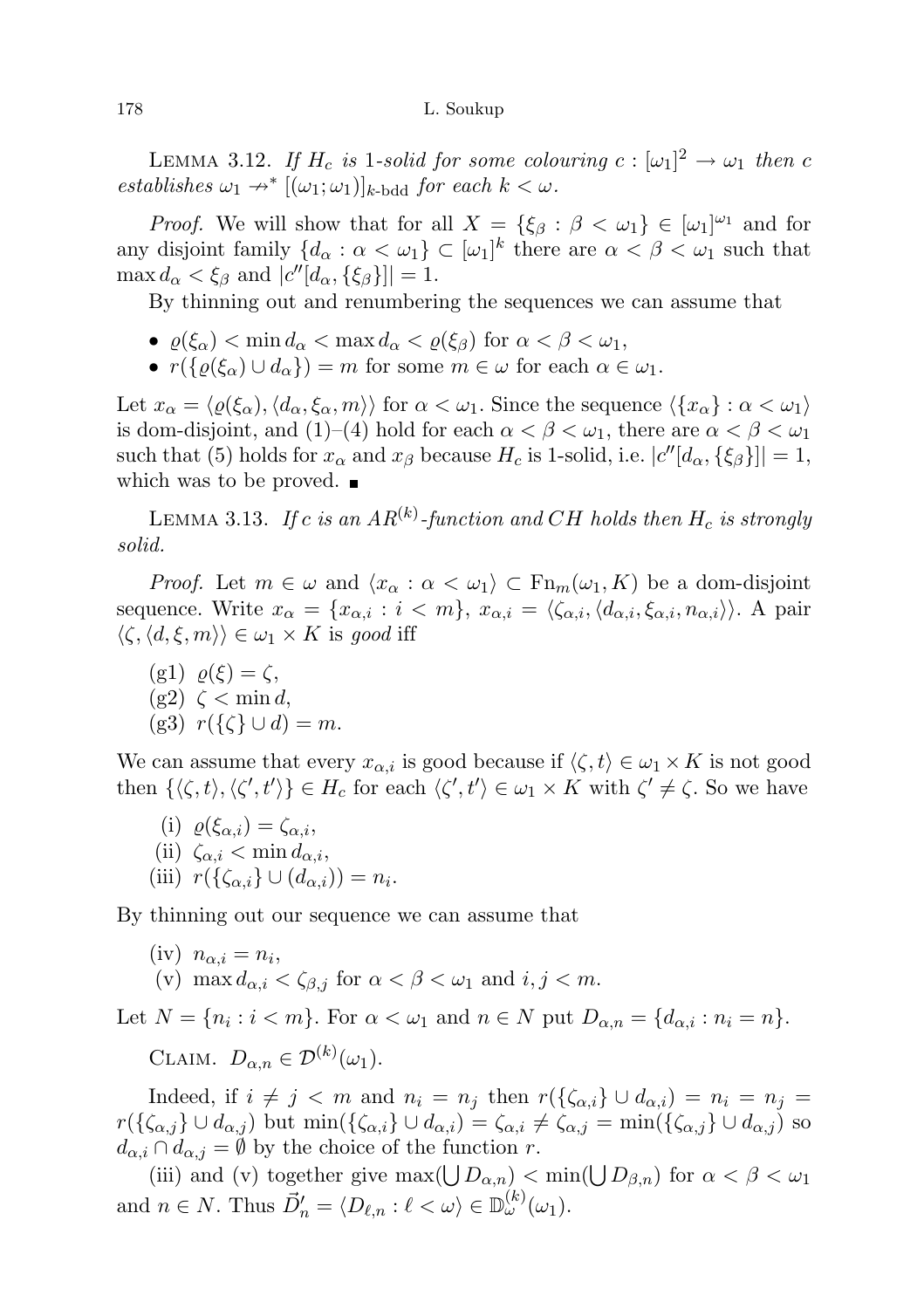LEMMA 3.12. *If $H_c$ is 1-solid for some colouring $c : [\omega_1]^2 \to \omega_1$ then $c$ establishes $\omega_1 \not\to^* [(\omega_1; \omega_1)]_{k\text{-bdd}}$ for each $k < \omega$.*

*Proof.* We will show that for all $X = \{\xi_\beta : \beta < \omega_1\} \in [\omega_1]^{\omega_1}$ and for any disjoint family $\{d_\alpha : \alpha < \omega_1\} \subset [\omega_1]^k$ there are $\alpha < \beta < \omega_1$ such that $\max d_\alpha < \xi_\beta$ and $|c''[d_\alpha, \{\xi_\beta\}]| = 1$.

By thinning out and renumbering the sequences we can assume that

- $\varrho(\xi_\alpha) < \min d_\alpha < \max d_\alpha < \varrho(\xi_\beta)$ for $\alpha < \beta < \omega_1$,
- $r(\{\varrho(\xi_\alpha) \cup d_\alpha\}) = m$ for some $m \in \omega$ for each $\alpha \in \omega_1$.

Let $x_\alpha = \langle \varrho(\xi_\alpha), \langle d_\alpha, \xi_\alpha, m\rangle\rangle$ for $\alpha < \omega_1$. Since the sequence $\langle \{x_\alpha\} : \alpha < \omega_1\rangle$ is dom-disjoint, and (1)–(4) hold for each $\alpha < \beta < \omega_1$, there are $\alpha < \beta < \omega_1$ such that (5) holds for $x_\alpha$ and $x_\beta$ because $H_c$ is 1-solid, i.e. $|c''[d_\alpha, \{\xi_\beta\}]| = 1$, which was to be proved. ∎

LEMMA 3.13. *If $c$ is an $AR^{(k)}$-function and $CH$ holds then $H_c$ is strongly solid.*

*Proof.* Let $m \in \omega$ and $\langle x_\alpha : \alpha < \omega_1\rangle \subset \mathrm{Fn}_m(\omega_1, K)$ be a dom-disjoint sequence. Write $x_\alpha = \{x_{\alpha,i} : i < m\}$, $x_{\alpha,i} = \langle \zeta_{\alpha,i}, \langle d_{\alpha,i}, \xi_{\alpha,i}, n_{\alpha,i}\rangle\rangle$. A pair $\langle \zeta, \langle d, \xi, m\rangle\rangle \in \omega_1 \times K$ is *good* iff

(g1) $\varrho(\xi) = \zeta$,
(g2) $\zeta < \min d$,
(g3) $r(\{\zeta\} \cup d) = m$.

We can assume that every $x_{\alpha,i}$ is good because if $\langle \zeta, t\rangle \in \omega_1 \times K$ is not good then $\{\langle \zeta, t\rangle, \langle \zeta', t'\rangle\} \in H_c$ for each $\langle \zeta', t'\rangle \in \omega_1 \times K$ with $\zeta' \neq \zeta$. So we have

(i) $\varrho(\xi_{\alpha,i}) = \zeta_{\alpha,i}$,
(ii) $\zeta_{\alpha,i} < \min d_{\alpha,i}$,
(iii) $r(\{\zeta_{\alpha,i}\} \cup (d_{\alpha,i})) = n_i$.

By thinning out our sequence we can assume that

(iv) $n_{\alpha,i} = n_i$,
(v) $\max d_{\alpha,i} < \zeta_{\beta,j}$ for $\alpha < \beta < \omega_1$ and $i, j < m$.

Let $N = \{n_i : i < m\}$. For $\alpha < \omega_1$ and $n \in N$ put $D_{\alpha,n} = \{d_{\alpha,i} : n_i = n\}$.

CLAIM. $D_{\alpha,n} \in \mathcal{D}^{(k)}(\omega_1)$.

Indeed, if $i \neq j < m$ and $n_i = n_j$ then $r(\{\zeta_{\alpha,i}\} \cup d_{\alpha,i}) = n_i = n_j = r(\{\zeta_{\alpha,j}\} \cup d_{\alpha,j})$ but $\min(\{\zeta_{\alpha,i}\} \cup d_{\alpha,i}) = \zeta_{\alpha,i} \neq \zeta_{\alpha,j} = \min(\{\zeta_{\alpha,j}\} \cup d_{\alpha,j})$ so $d_{\alpha,i} \cap d_{\alpha,j} = \emptyset$ by the choice of the function $r$.

(iii) and (v) together give $\max(\bigcup D_{\alpha,n}) < \min(\bigcup D_{\beta,n})$ for $\alpha < \beta < \omega_1$ and $n \in N$. Thus $\vec{D}'_n = \langle D_{\ell,n} : \ell < \omega\rangle \in \mathbb{D}^{(k)}_\omega(\omega_1)$.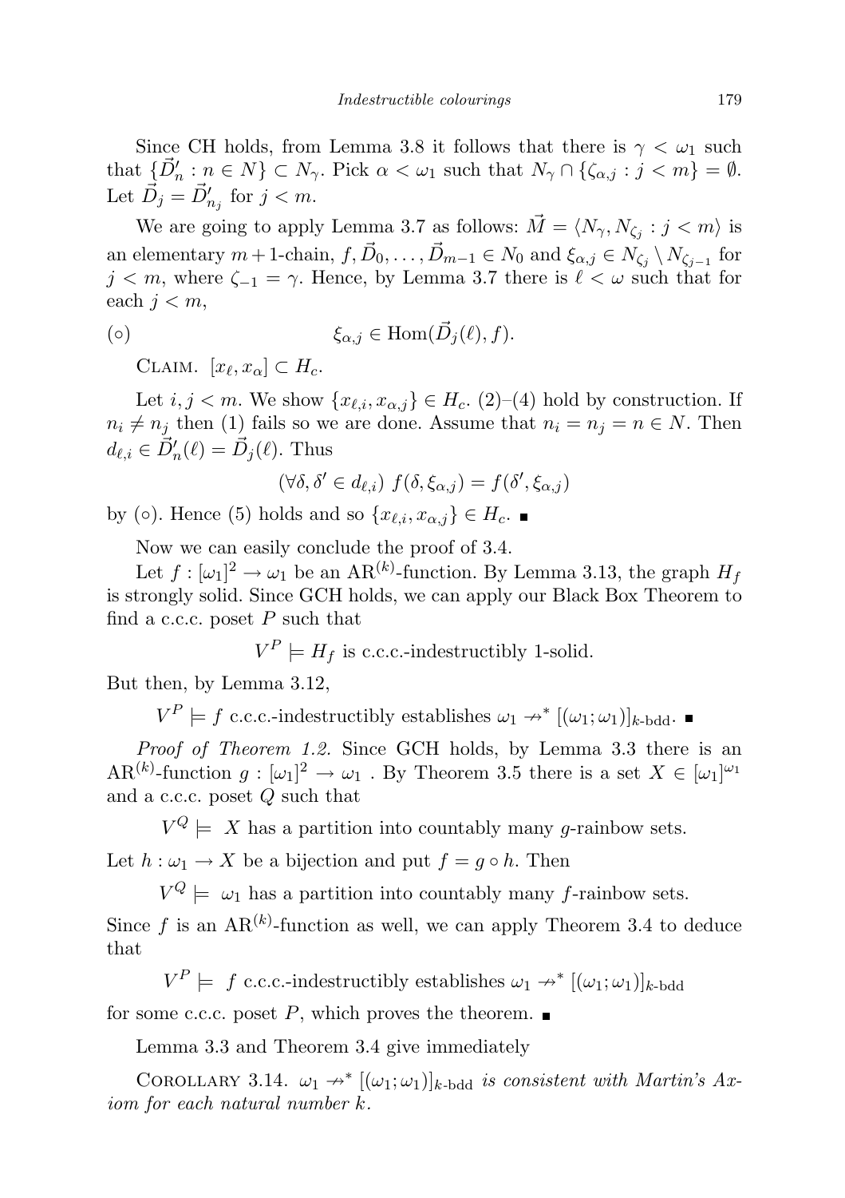Since CH holds, from Lemma 3.8 it follows that there is $\gamma < \omega_1$ such that $\{\vec{D}'_n : n \in N\} \subset N_\gamma$. Pick $\alpha < \omega_1$ such that $N_\gamma \cap \{\zeta_{\alpha,j} : j < m\} = \emptyset$. Let $\vec{D}_j = \vec{D}'_{n_j}$ for $j < m$.

We are going to apply Lemma 3.7 as follows: $\vec{M} = \langle N_\gamma, N_{\zeta_j} : j < m\rangle$ is an elementary $m+1$-chain, $f, \vec{D}_0, \ldots, \vec{D}_{m-1} \in N_0$ and $\xi_{\alpha,j} \in N_{\zeta_j} \setminus N_{\zeta_{j-1}}$ for $j < m$, where $\zeta_{-1} = \gamma$. Hence, by Lemma 3.7 there is $\ell < \omega$ such that for each $j < m$,

$$(\circ) \qquad \xi_{\alpha,j} \in \mathrm{Hom}(\vec{D}_j(\ell), f).$$

Claim. $[x_\ell, x_\alpha] \subset H_c$.

Let $i, j < m$. We show $\{x_{\ell,i}, x_{\alpha,j}\} \in H_c$. (2)–(4) hold by construction. If $n_i \neq n_j$ then (1) fails so we are done. Assume that $n_i = n_j = n \in N$. Then $d_{\ell,i} \in \vec{D}'_n(\ell) = \vec{D}_j(\ell)$. Thus

$$(\forall \delta, \delta' \in d_{\ell,i})\ f(\delta, \xi_{\alpha,j}) = f(\delta', \xi_{\alpha,j})$$

by $(\circ)$. Hence (5) holds and so $\{x_{\ell,i}, x_{\alpha,j}\} \in H_c$. ∎

Now we can easily conclude the proof of 3.4.

Let $f : [\omega_1]^2 \to \omega_1$ be an $\mathrm{AR}^{(k)}$-function. By Lemma 3.13, the graph $H_f$ is strongly solid. Since GCH holds, we can apply our Black Box Theorem to find a c.c.c. poset $P$ such that

$$V^P \models H_f \text{ is c.c.c.-indestructibly 1-solid.}$$

But then, by Lemma 3.12,

$$V^P \models f \text{ c.c.c.-indestructibly establishes } \omega_1 \not\to^* [(\omega_1; \omega_1)]_{k\text{-bdd}}. \ ∎$$

*Proof of Theorem 1.2.* Since GCH holds, by Lemma 3.3 there is an $\mathrm{AR}^{(k)}$-function $g : [\omega_1]^2 \to \omega_1$ . By Theorem 3.5 there is a set $X \in [\omega_1]^{\omega_1}$ and a c.c.c. poset $Q$ such that

$$V^Q \models\ X \text{ has a partition into countably many } g\text{-rainbow sets.}$$

Let $h : \omega_1 \to X$ be a bijection and put $f = g \circ h$. Then

$$V^Q \models\ \omega_1 \text{ has a partition into countably many } f\text{-rainbow sets.}$$

Since $f$ is an $\mathrm{AR}^{(k)}$-function as well, we can apply Theorem 3.4 to deduce that

$$V^P \models\ f \text{ c.c.c.-indestructibly establishes } \omega_1 \not\to^* [(\omega_1; \omega_1)]_{k\text{-bdd}}$$

for some c.c.c. poset $P$, which proves the theorem. ∎

Lemma 3.3 and Theorem 3.4 give immediately

Corollary 3.14. *$\omega_1 \not\to^* [(\omega_1; \omega_1)]_{k\text{-bdd}}$ is consistent with Martin's Axiom for each natural number $k$.*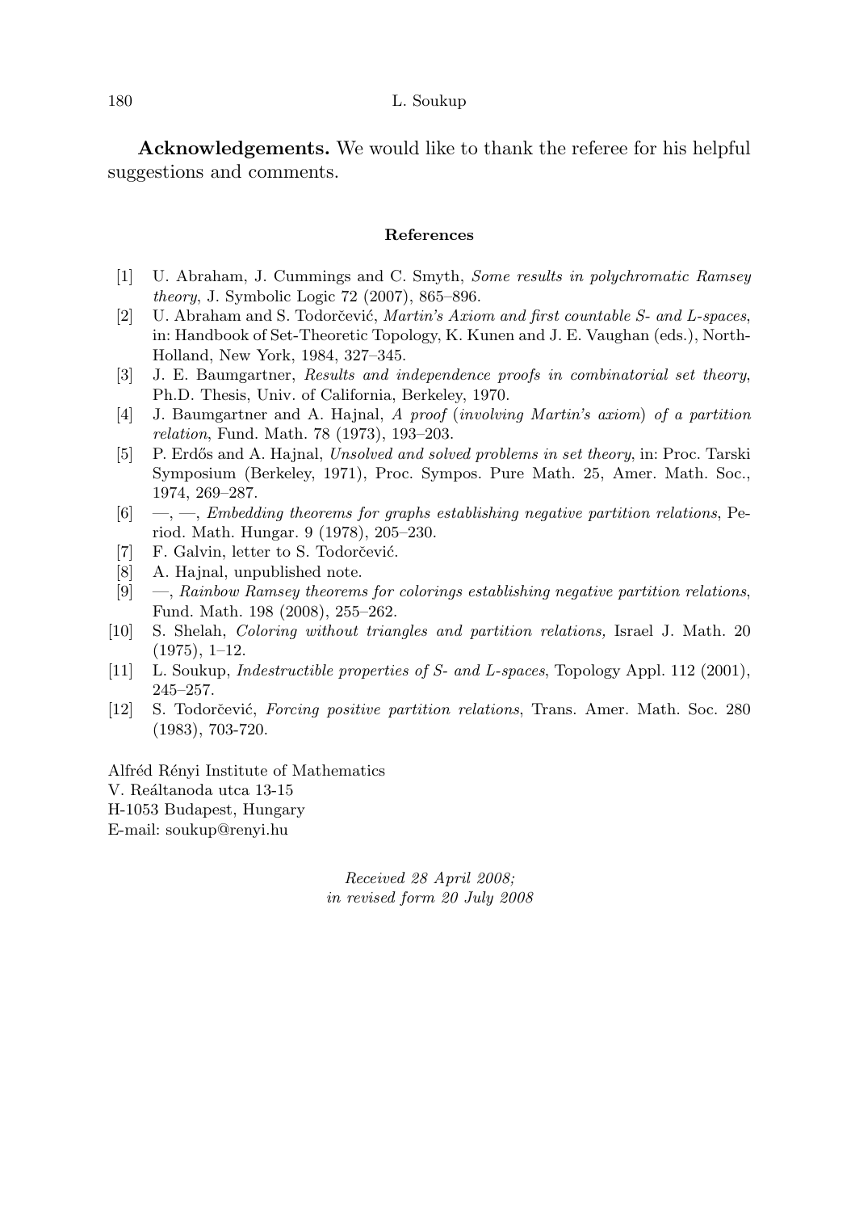**Acknowledgements.** We would like to thank the referee for his helpful suggestions and comments.

#### References

[1] U. Abraham, J. Cummings and C. Smyth, *Some results in polychromatic Ramsey theory*, J. Symbolic Logic 72 (2007), 865–896.

[2] U. Abraham and S. Todorčević, *Martin's Axiom and first countable S- and L-spaces*, in: Handbook of Set-Theoretic Topology, K. Kunen and J. E. Vaughan (eds.), North-Holland, New York, 1984, 327–345.

[3] J. E. Baumgartner, *Results and independence proofs in combinatorial set theory*, Ph.D. Thesis, Univ. of California, Berkeley, 1970.

[4] J. Baumgartner and A. Hajnal, *A proof* (*involving Martin's axiom*) *of a partition relation*, Fund. Math. 78 (1973), 193–203.

[5] P. Erdős and A. Hajnal, *Unsolved and solved problems in set theory*, in: Proc. Tarski Symposium (Berkeley, 1971), Proc. Sympos. Pure Math. 25, Amer. Math. Soc., 1974, 269–287.

[6] —, —, *Embedding theorems for graphs establishing negative partition relations*, Period. Math. Hungar. 9 (1978), 205–230.

[7] F. Galvin, letter to S. Todorčević.

[8] A. Hajnal, unpublished note.

[9] —, *Rainbow Ramsey theorems for colorings establishing negative partition relations*, Fund. Math. 198 (2008), 255–262.

[10] S. Shelah, *Coloring without triangles and partition relations,* Israel J. Math. 20 (1975), 1–12.

[11] L. Soukup, *Indestructible properties of S- and L-spaces*, Topology Appl. 112 (2001), 245–257.

[12] S. Todorčević, *Forcing positive partition relations*, Trans. Amer. Math. Soc. 280 (1983), 703-720.

Alfréd Rényi Institute of Mathematics
V. Reáltanoda utca 13-15
H-1053 Budapest, Hungary
E-mail: soukup@renyi.hu

*Received 28 April 2008;*
*in revised form 20 July 2008*